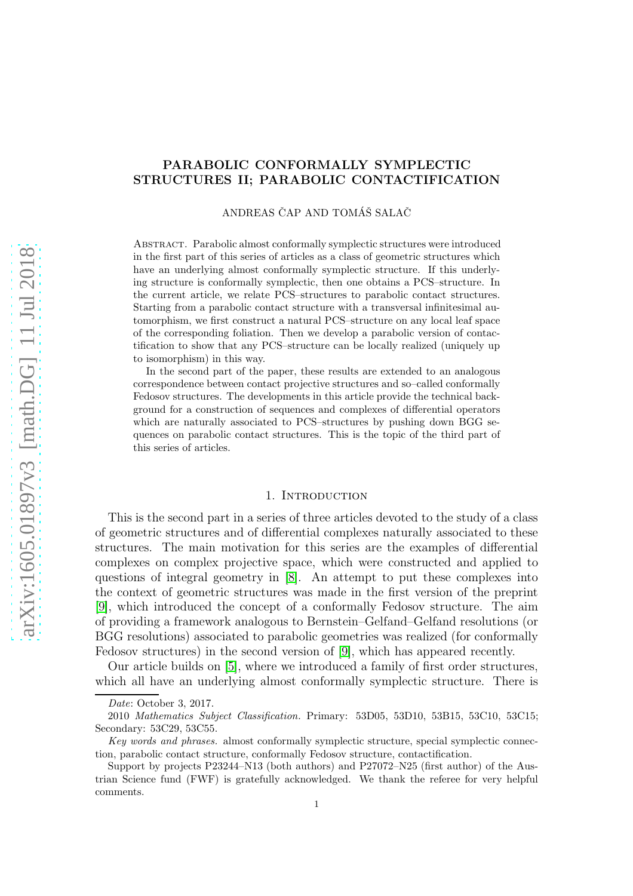# PARABOLIC CONFORMALLY SYMPLECTIC STRUCTURES II; PARABOLIC CONTACTIFICATION

ANDREAS ČAP AND TOMÁŠ SALAČ

Abstract. Parabolic almost conformally symplectic structures were introduced in the first part of this series of articles as a class of geometric structures which have an underlying almost conformally symplectic structure. If this underlying structure is conformally symplectic, then one obtains a PCS–structure. In the current article, we relate PCS–structures to parabolic contact structures. Starting from a parabolic contact structure with a transversal infinitesimal automorphism, we first construct a natural PCS–structure on any local leaf space of the corresponding foliation. Then we develop a parabolic version of contactification to show that any PCS–structure can be locally realized (uniquely up to isomorphism) in this way.

In the second part of the paper, these results are extended to an analogous correspondence between contact projective structures and so–called conformally Fedosov structures. The developments in this article provide the technical background for a construction of sequences and complexes of differential operators which are naturally associated to PCS–structures by pushing down BGG sequences on parabolic contact structures. This is the topic of the third part of this series of articles.

## 1. Introduction

This is the second part in a series of three articles devoted to the study of a class of geometric structures and of differential complexes naturally associated to these structures. The main motivation for this series are the examples of differential complexes on complex projective space, which were constructed and applied to questions of integral geometry in [8]. An attempt to put these complexes into the context of geometric structures was made in the first version of the preprint [9], which introduced the concept of a conformally Fedosov structure. The aim of providing a framework analogous to Bernstein–Gelfand–Gelfand resolutions (or BGG resolutions) associated to parabolic geometries was realized (for conformally Fedosov structures) in the second version of [9], which has appeared recently.

Our article builds on [5], where we introduced a family of first order structures, which all have an underlying almost conformally symplectic structure. There is

---

*Date*: October 3, 2017.

2010 *Mathematics Subject Classification.* Primary: 53D05, 53D10, 53B15, 53C10, 53C15; Secondary: 53C29, 53C55.

*Key words and phrases.* almost conformally symplectic structure, special symplectic connection, parabolic contact structure, conformally Fedosov structure, contactification.

Support by projects P23244–N13 (both authors) and P27072–N25 (first author) of the Austrian Science fund (FWF) is gratefully acknowledged. We thank the referee for very helpful comments.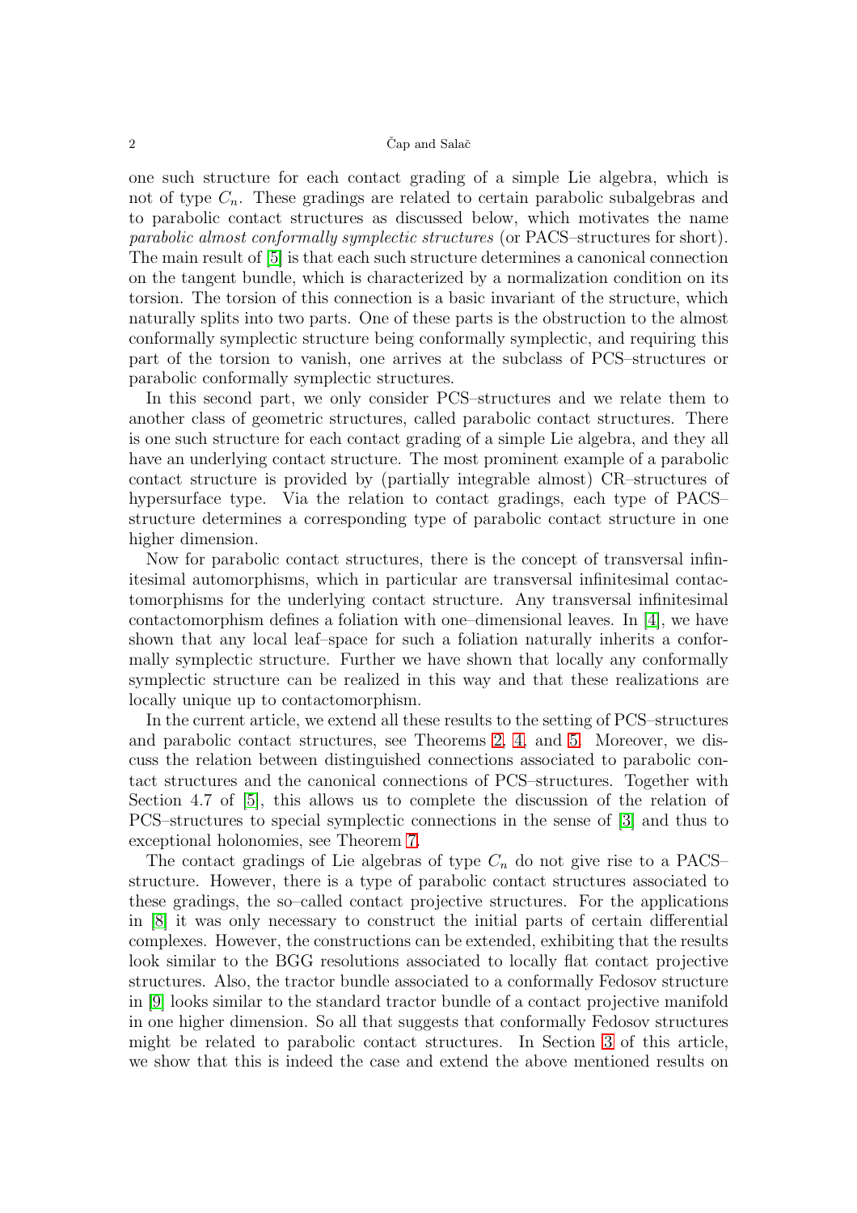one such structure for each contact grading of a simple Lie algebra, which is not of type $C_n$. These gradings are related to certain parabolic subalgebras and to parabolic contact structures as discussed below, which motivates the name *parabolic almost conformally symplectic structures* (or PACS–structures for short). The main result of [5] is that each such structure determines a canonical connection on the tangent bundle, which is characterized by a normalization condition on its torsion. The torsion of this connection is a basic invariant of the structure, which naturally splits into two parts. One of these parts is the obstruction to the almost conformally symplectic structure being conformally symplectic, and requiring this part of the torsion to vanish, one arrives at the subclass of PCS–structures or parabolic conformally symplectic structures.

In this second part, we only consider PCS–structures and we relate them to another class of geometric structures, called parabolic contact structures. There is one such structure for each contact grading of a simple Lie algebra, and they all have an underlying contact structure. The most prominent example of a parabolic contact structure is provided by (partially integrable almost) CR–structures of hypersurface type. Via the relation to contact gradings, each type of PACS–structure determines a corresponding type of parabolic contact structure in one higher dimension.

Now for parabolic contact structures, there is the concept of transversal infinitesimal automorphisms, which in particular are transversal infinitesimal contactomorphisms for the underlying contact structure. Any transversal infinitesimal contactomorphism defines a foliation with one–dimensional leaves. In [4], we have shown that any local leaf–space for such a foliation naturally inherits a conformally symplectic structure. Further we have shown that locally any conformally symplectic structure can be realized in this way and that these realizations are locally unique up to contactomorphism.

In the current article, we extend all these results to the setting of PCS–structures and parabolic contact structures, see Theorems 2, 4, and 5. Moreover, we discuss the relation between distinguished connections associated to parabolic contact structures and the canonical connections of PCS–structures. Together with Section 4.7 of [5], this allows us to complete the discussion of the relation of PCS–structures to special symplectic connections in the sense of [3] and thus to exceptional holonomies, see Theorem 7.

The contact gradings of Lie algebras of type $C_n$ do not give rise to a PACS–structure. However, there is a type of parabolic contact structures associated to these gradings, the so–called contact projective structures. For the applications in [8] it was only necessary to construct the initial parts of certain differential complexes. However, the constructions can be extended, exhibiting that the results look similar to the BGG resolutions associated to locally flat contact projective structures. Also, the tractor bundle associated to a conformally Fedosov structure in [9] looks similar to the standard tractor bundle of a contact projective manifold in one higher dimension. So all that suggests that conformally Fedosov structures might be related to parabolic contact structures. In Section 3 of this article, we show that this is indeed the case and extend the above mentioned results on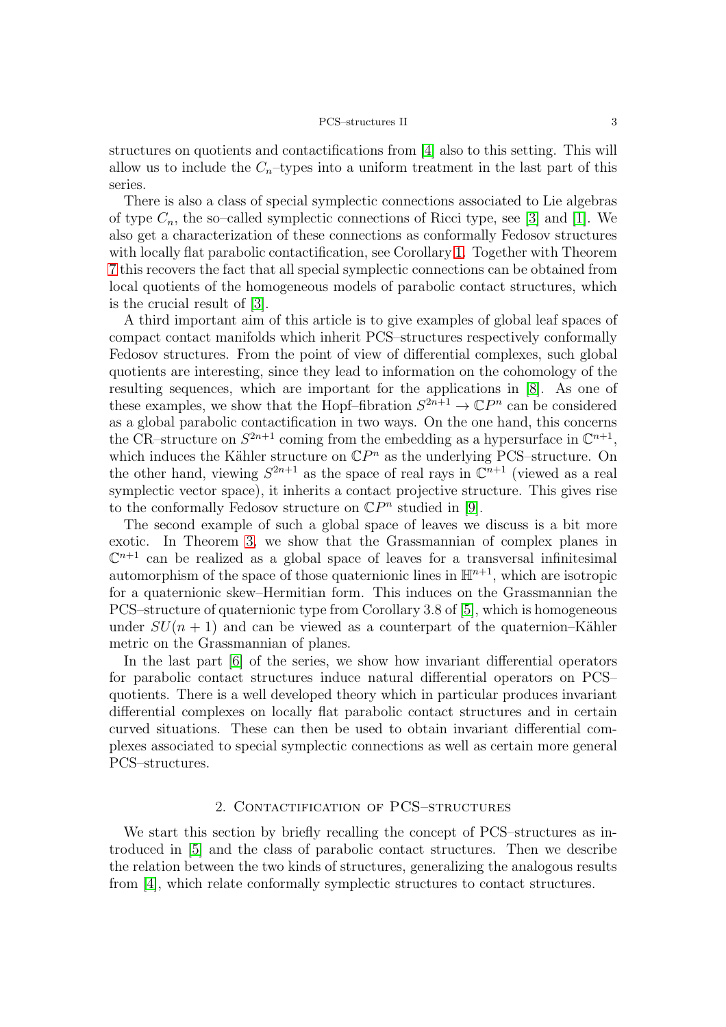structures on quotients and contactifications from [4] also to this setting. This will allow us to include the $C_n$–types into a uniform treatment in the last part of this series.

There is also a class of special symplectic connections associated to Lie algebras of type $C_n$, the so–called symplectic connections of Ricci type, see [3] and [1]. We also get a characterization of these connections as conformally Fedosov structures with locally flat parabolic contactification, see Corollary 1. Together with Theorem 7 this recovers the fact that all special symplectic connections can be obtained from local quotients of the homogeneous models of parabolic contact structures, which is the crucial result of [3].

A third important aim of this article is to give examples of global leaf spaces of compact contact manifolds which inherit PCS–structures respectively conformally Fedosov structures. From the point of view of differential complexes, such global quotients are interesting, since they lead to information on the cohomology of the resulting sequences, which are important for the applications in [8]. As one of these examples, we show that the Hopf–fibration $S^{2n+1} \to \mathbb{C}P^n$ can be considered as a global parabolic contactification in two ways. On the one hand, this concerns the CR–structure on $S^{2n+1}$ coming from the embedding as a hypersurface in $\mathbb{C}^{n+1}$, which induces the Kähler structure on $\mathbb{C}P^n$ as the underlying PCS–structure. On the other hand, viewing $S^{2n+1}$ as the space of real rays in $\mathbb{C}^{n+1}$ (viewed as a real symplectic vector space), it inherits a contact projective structure. This gives rise to the conformally Fedosov structure on $\mathbb{C}P^n$ studied in [9].

The second example of such a global space of leaves we discuss is a bit more exotic. In Theorem 3, we show that the Grassmannian of complex planes in $\mathbb{C}^{n+1}$ can be realized as a global space of leaves for a transversal infinitesimal automorphism of the space of those quaternionic lines in $\mathbb{H}^{n+1}$, which are isotropic for a quaternionic skew–Hermitian form. This induces on the Grassmannian the PCS–structure of quaternionic type from Corollary 3.8 of [5], which is homogeneous under $SU(n+1)$ and can be viewed as a counterpart of the quaternion–Kähler metric on the Grassmannian of planes.

In the last part [6] of the series, we show how invariant differential operators for parabolic contact structures induce natural differential operators on PCS–quotients. There is a well developed theory which in particular produces invariant differential complexes on locally flat parabolic contact structures and in certain curved situations. These can then be used to obtain invariant differential complexes associated to special symplectic connections as well as certain more general PCS–structures.

## 2. Contactification of PCS–structures

We start this section by briefly recalling the concept of PCS–structures as introduced in [5] and the class of parabolic contact structures. Then we describe the relation between the two kinds of structures, generalizing the analogous results from [4], which relate conformally symplectic structures to contact structures.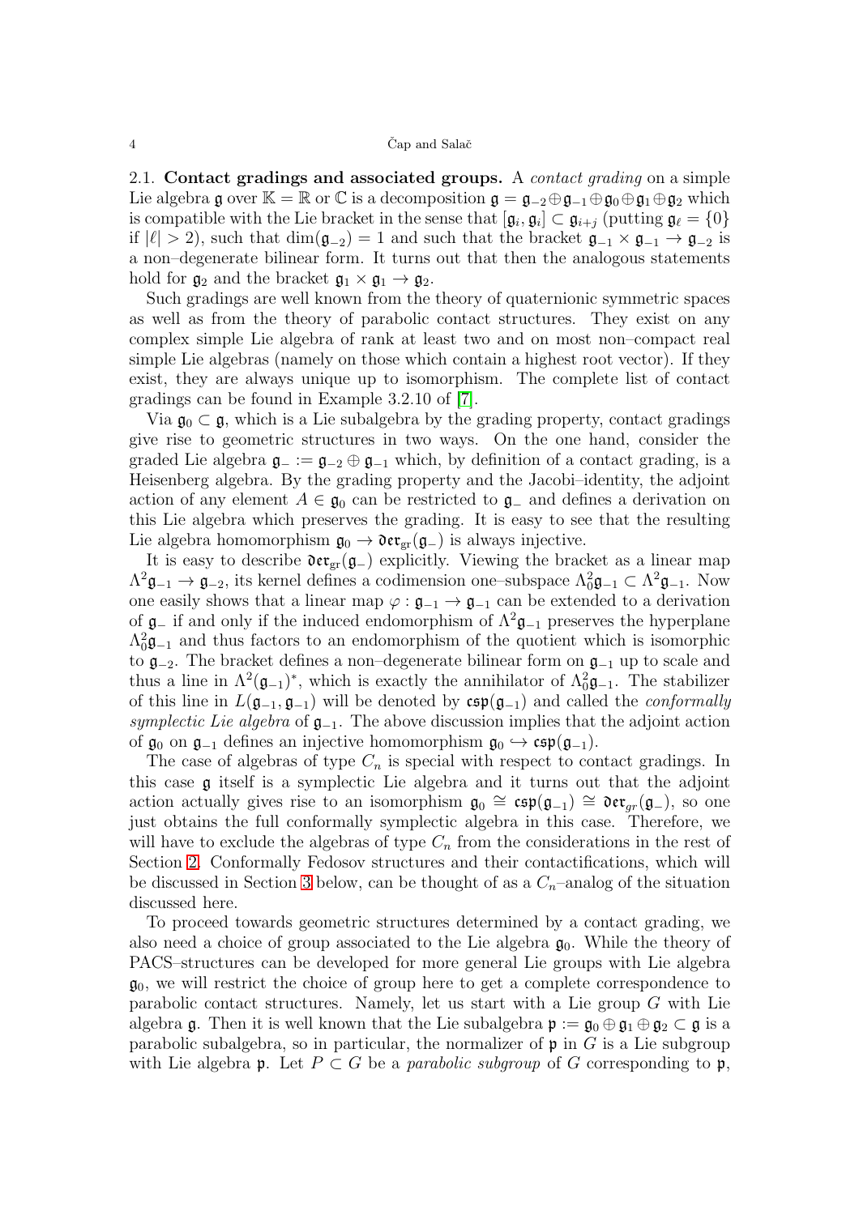2.1. **Contact gradings and associated groups.** A *contact grading* on a simple Lie algebra $\mathfrak{g}$ over $\mathbb{K} = \mathbb{R}$ or $\mathbb{C}$ is a decomposition $\mathfrak{g} = \mathfrak{g}_{-2} \oplus \mathfrak{g}_{-1} \oplus \mathfrak{g}_0 \oplus \mathfrak{g}_1 \oplus \mathfrak{g}_2$ which is compatible with the Lie bracket in the sense that $[\mathfrak{g}_i, \mathfrak{g}_j] \subset \mathfrak{g}_{i+j}$ (putting $\mathfrak{g}_\ell = \{0\}$ if $|\ell| > 2$), such that $\dim(\mathfrak{g}_{-2}) = 1$ and such that the bracket $\mathfrak{g}_{-1} \times \mathfrak{g}_{-1} \to \mathfrak{g}_{-2}$ is a non–degenerate bilinear form. It turns out that then the analogous statements hold for $\mathfrak{g}_2$ and the bracket $\mathfrak{g}_1 \times \mathfrak{g}_1 \to \mathfrak{g}_2$.

Such gradings are well known from the theory of quaternionic symmetric spaces as well as from the theory of parabolic contact structures. They exist on any complex simple Lie algebra of rank at least two and on most non–compact real simple Lie algebras (namely on those which contain a highest root vector). If they exist, they are always unique up to isomorphism. The complete list of contact gradings can be found in Example 3.2.10 of [7].

Via $\mathfrak{g}_0 \subset \mathfrak{g}$, which is a Lie subalgebra by the grading property, contact gradings give rise to geometric structures in two ways. On the one hand, consider the graded Lie algebra $\mathfrak{g}_- := \mathfrak{g}_{-2} \oplus \mathfrak{g}_{-1}$ which, by definition of a contact grading, is a Heisenberg algebra. By the grading property and the Jacobi–identity, the adjoint action of any element $A \in \mathfrak{g}_0$ can be restricted to $\mathfrak{g}_-$ and defines a derivation on this Lie algebra which preserves the grading. It is easy to see that the resulting Lie algebra homomorphism $\mathfrak{g}_0 \to \mathfrak{der}_{\mathrm{gr}}(\mathfrak{g}_-)$ is always injective.

It is easy to describe $\mathfrak{der}_{\mathrm{gr}}(\mathfrak{g}_-)$ explicitly. Viewing the bracket as a linear map $\Lambda^2\mathfrak{g}_{-1} \to \mathfrak{g}_{-2}$, its kernel defines a codimension one–subspace $\Lambda^2_0\mathfrak{g}_{-1} \subset \Lambda^2\mathfrak{g}_{-1}$. Now one easily shows that a linear map $\varphi : \mathfrak{g}_{-1} \to \mathfrak{g}_{-1}$ can be extended to a derivation of $\mathfrak{g}_-$ if and only if the induced endomorphism of $\Lambda^2\mathfrak{g}_{-1}$ preserves the hyperplane $\Lambda^2_0\mathfrak{g}_{-1}$ and thus factors to an endomorphism of the quotient which is isomorphic to $\mathfrak{g}_{-2}$. The bracket defines a non–degenerate bilinear form on $\mathfrak{g}_{-1}$ up to scale and thus a line in $\Lambda^2(\mathfrak{g}_{-1})^*$, which is exactly the annihilator of $\Lambda^2_0\mathfrak{g}_{-1}$. The stabilizer of this line in $L(\mathfrak{g}_{-1}, \mathfrak{g}_{-1})$ will be denoted by $\mathfrak{csp}(\mathfrak{g}_{-1})$ and called the *conformally symplectic Lie algebra* of $\mathfrak{g}_{-1}$. The above discussion implies that the adjoint action of $\mathfrak{g}_0$ on $\mathfrak{g}_{-1}$ defines an injective homomorphism $\mathfrak{g}_0 \hookrightarrow \mathfrak{csp}(\mathfrak{g}_{-1})$.

The case of algebras of type $C_n$ is special with respect to contact gradings. In this case $\mathfrak{g}$ itself is a symplectic Lie algebra and it turns out that the adjoint action actually gives rise to an isomorphism $\mathfrak{g}_0 \cong \mathfrak{csp}(\mathfrak{g}_{-1}) \cong \mathfrak{der}_{gr}(\mathfrak{g}_-)$, so one just obtains the full conformally symplectic algebra in this case. Therefore, we will have to exclude the algebras of type $C_n$ from the considerations in the rest of Section 2. Conformally Fedosov structures and their contactifications, which will be discussed in Section 3 below, can be thought of as a $C_n$–analog of the situation discussed here.

To proceed towards geometric structures determined by a contact grading, we also need a choice of group associated to the Lie algebra $\mathfrak{g}_0$. While the theory of PACS–structures can be developed for more general Lie groups with Lie algebra $\mathfrak{g}_0$, we will restrict the choice of group here to get a complete correspondence to parabolic contact structures. Namely, let us start with a Lie group $G$ with Lie algebra $\mathfrak{g}$. Then it is well known that the Lie subalgebra $\mathfrak{p} := \mathfrak{g}_0 \oplus \mathfrak{g}_1 \oplus \mathfrak{g}_2 \subset \mathfrak{g}$ is a parabolic subalgebra, so in particular, the normalizer of $\mathfrak{p}$ in $G$ is a Lie subgroup with Lie algebra $\mathfrak{p}$. Let $P \subset G$ be a *parabolic subgroup* of $G$ corresponding to $\mathfrak{p}$,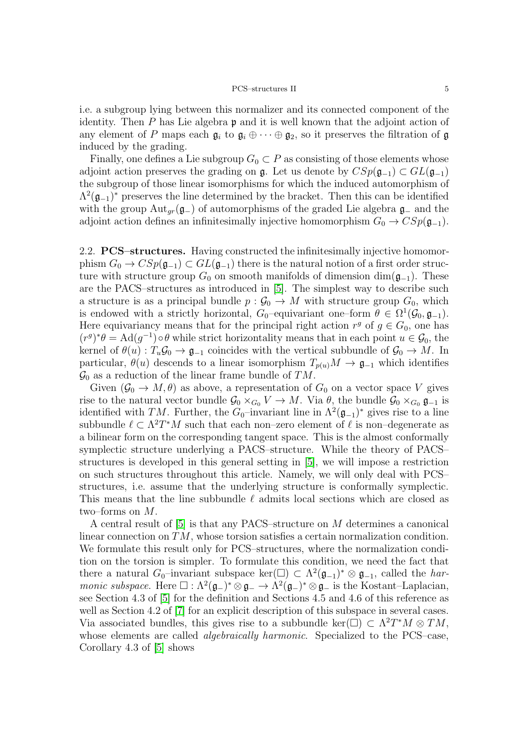i.e. a subgroup lying between this normalizer and its connected component of the identity. Then $P$ has Lie algebra $\mathfrak{p}$ and it is well known that the adjoint action of any element of $P$ maps each $\mathfrak{g}_i$ to $\mathfrak{g}_i \oplus \cdots \oplus \mathfrak{g}_2$, so it preserves the filtration of $\mathfrak{g}$ induced by the grading.

Finally, one defines a Lie subgroup $G_0 \subset P$ as consisting of those elements whose adjoint action preserves the grading on $\mathfrak{g}$. Let us denote by $CSp(\mathfrak{g}_{-1}) \subset GL(\mathfrak{g}_{-1})$ the subgroup of those linear isomorphisms for which the induced automorphism of $\Lambda^2(\mathfrak{g}_{-1})^*$ preserves the line determined by the bracket. Then this can be identified with the group $\mathrm{Aut}_{gr}(\mathfrak{g}_-)$ of automorphisms of the graded Lie algebra $\mathfrak{g}_-$ and the adjoint action defines an infinitesimally injective homomorphism $G_0 \to CSp(\mathfrak{g}_{-1})$.

2.2. **PCS–structures.** Having constructed the infinitesimally injective homomorphism $G_0 \to CSp(\mathfrak{g}_{-1}) \subset GL(\mathfrak{g}_{-1})$ there is the natural notion of a first order structure with structure group $G_0$ on smooth manifolds of dimension $\dim(\mathfrak{g}_{-1})$. These are the PACS–structures as introduced in [5]. The simplest way to describe such a structure is as a principal bundle $p : \mathcal{G}_0 \to M$ with structure group $G_0$, which is endowed with a strictly horizontal, $G_0$–equivariant one–form $\theta \in \Omega^1(\mathcal{G}_0, \mathfrak{g}_{-1})$. Here equivariancy means that for the principal right action $r^g$ of $g \in G_0$, one has $(r^g)^*\theta = \mathrm{Ad}(g^{-1}) \circ \theta$ while strict horizontality means that in each point $u \in \mathcal{G}_0$, the kernel of $\theta(u) : T_u\mathcal{G}_0 \to \mathfrak{g}_{-1}$ coincides with the vertical subbundle of $\mathcal{G}_0 \to M$. In particular, $\theta(u)$ descends to a linear isomorphism $T_{p(u)}M \to \mathfrak{g}_{-1}$ which identifies $\mathcal{G}_0$ as a reduction of the linear frame bundle of $TM$.

Given $(\mathcal{G}_0 \to M, \theta)$ as above, a representation of $G_0$ on a vector space $V$ gives rise to the natural vector bundle $\mathcal{G}_0 \times_{G_0} V \to M$. Via $\theta$, the bundle $\mathcal{G}_0 \times_{G_0} \mathfrak{g}_{-1}$ is identified with $TM$. Further, the $G_0$–invariant line in $\Lambda^2(\mathfrak{g}_{-1})^*$ gives rise to a line subbundle $\ell \subset \Lambda^2 T^*M$ such that each non–zero element of $\ell$ is non–degenerate as a bilinear form on the corresponding tangent space. This is the almost conformally symplectic structure underlying a PACS–structure. While the theory of PACS–structures is developed in this general setting in [5], we will impose a restriction on such structures throughout this article. Namely, we will only deal with PCS–structures, i.e. assume that the underlying structure is conformally symplectic. This means that the line subbundle $\ell$ admits local sections which are closed as two–forms on $M$.

A central result of [5] is that any PACS–structure on $M$ determines a canonical linear connection on $TM$, whose torsion satisfies a certain normalization condition. We formulate this result only for PCS–structures, where the normalization condition on the torsion is simpler. To formulate this condition, we need the fact that there a natural $G_0$–invariant subspace $\ker(\Box) \subset \Lambda^2(\mathfrak{g}_{-1})^* \otimes \mathfrak{g}_{-1}$, called the *harmonic subspace*. Here $\Box : \Lambda^2(\mathfrak{g}_-)^* \otimes \mathfrak{g}_- \to \Lambda^2(\mathfrak{g}_-)^* \otimes \mathfrak{g}_-$ is the Kostant–Laplacian, see Section 4.3 of [5] for the definition and Sections 4.5 and 4.6 of this reference as well as Section 4.2 of [7] for an explicit description of this subspace in several cases. Via associated bundles, this gives rise to a subbundle $\ker(\Box) \subset \Lambda^2 T^*M \otimes TM$, whose elements are called *algebraically harmonic*. Specialized to the PCS–case, Corollary 4.3 of [5] shows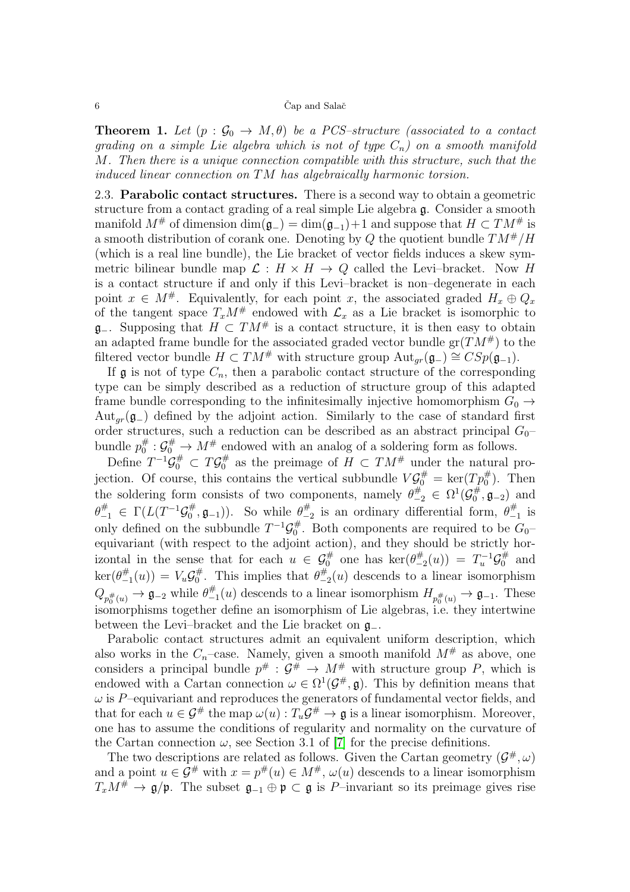**Theorem 1.** *Let $(p : \mathcal{G}_0 \to M, \theta)$ be a PCS–structure (associated to a contact grading on a simple Lie algebra which is not of type $C_n$) on a smooth manifold $M$. Then there is a unique connection compatible with this structure, such that the induced linear connection on $TM$ has algebraically harmonic torsion.*

2.3. **Parabolic contact structures.** There is a second way to obtain a geometric structure from a contact grading of a real simple Lie algebra $\mathfrak{g}$. Consider a smooth manifold $M^\#$ of dimension $\dim(\mathfrak{g}_-) = \dim(\mathfrak{g}_{-1})+1$ and suppose that $H \subset TM^\#$ is a smooth distribution of corank one. Denoting by $Q$ the quotient bundle $TM^\#/H$ (which is a real line bundle), the Lie bracket of vector fields induces a skew symmetric bilinear bundle map $\mathcal{L} : H \times H \to Q$ called the Levi–bracket. Now $H$ is a contact structure if and only if this Levi–bracket is non–degenerate in each point $x \in M^\#$. Equivalently, for each point $x$, the associated graded $H_x \oplus Q_x$ of the tangent space $T_xM^\#$ endowed with $\mathcal{L}_x$ as a Lie bracket is isomorphic to $\mathfrak{g}_-$. Supposing that $H \subset TM^\#$ is a contact structure, it is then easy to obtain an adapted frame bundle for the associated graded vector bundle $\operatorname{gr}(TM^\#)$ to the filtered vector bundle $H \subset TM^\#$ with structure group $\operatorname{Aut}_{gr}(\mathfrak{g}_-) \cong CSp(\mathfrak{g}_{-1})$.

If $\mathfrak{g}$ is not of type $C_n$, then a parabolic contact structure of the corresponding type can be simply described as a reduction of structure group of this adapted frame bundle corresponding to the infinitesimally injective homomorphism $G_0 \to \operatorname{Aut}_{gr}(\mathfrak{g}_-)$ defined by the adjoint action. Similarly to the case of standard first order structures, such a reduction can be described as an abstract principal $G_0$–bundle $p_0^\# : \mathcal{G}_0^\# \to M^\#$ endowed with an analog of a soldering form as follows.

Define $T^{-1}\mathcal{G}_0^\# \subset T\mathcal{G}_0^\#$ as the preimage of $H \subset TM^\#$ under the natural projection. Of course, this contains the vertical subbundle $V\mathcal{G}_0^\# = \ker(Tp_0^\#)$. Then the soldering form consists of two components, namely $\theta_{-2}^\# \in \Omega^1(\mathcal{G}_0^\#, \mathfrak{g}_{-2})$ and $\theta_{-1}^\# \in \Gamma(L(T^{-1}\mathcal{G}_0^\#, \mathfrak{g}_{-1}))$. So while $\theta_{-2}^\#$ is an ordinary differential form, $\theta_{-1}^\#$ is only defined on the subbundle $T^{-1}\mathcal{G}_0^\#$. Both components are required to be $G_0$–equivariant (with respect to the adjoint action), and they should be strictly horizontal in the sense that for each $u \in \mathcal{G}_0^\#$ one has $\ker(\theta_{-2}^\#(u)) = T_u^{-1}\mathcal{G}_0^\#$ and $\ker(\theta_{-1}^\#(u)) = V_u\mathcal{G}_0^\#$. This implies that $\theta_{-2}^\#(u)$ descends to a linear isomorphism $Q_{p_0^\#(u)} \to \mathfrak{g}_{-2}$ while $\theta_{-1}^\#(u)$ descends to a linear isomorphism $H_{p_0^\#(u)} \to \mathfrak{g}_{-1}$. These isomorphisms together define an isomorphism of Lie algebras, i.e. they intertwine between the Levi–bracket and the Lie bracket on $\mathfrak{g}_-$.

Parabolic contact structures admit an equivalent uniform description, which also works in the $C_n$–case. Namely, given a smooth manifold $M^\#$ as above, one considers a principal bundle $p^\# : \mathcal{G}^\# \to M^\#$ with structure group $P$, which is endowed with a Cartan connection $\omega \in \Omega^1(\mathcal{G}^\#, \mathfrak{g})$. This by definition means that $\omega$ is $P$–equivariant and reproduces the generators of fundamental vector fields, and that for each $u \in \mathcal{G}^\#$ the map $\omega(u) : T_u\mathcal{G}^\# \to \mathfrak{g}$ is a linear isomorphism. Moreover, one has to assume the conditions of regularity and normality on the curvature of the Cartan connection $\omega$, see Section 3.1 of [7] for the precise definitions.

The two descriptions are related as follows. Given the Cartan geometry $(\mathcal{G}^\#, \omega)$ and a point $u \in \mathcal{G}^\#$ with $x = p^\#(u) \in M^\#$, $\omega(u)$ descends to a linear isomorphism $T_xM^\# \to \mathfrak{g}/\mathfrak{p}$. The subset $\mathfrak{g}_{-1} \oplus \mathfrak{p} \subset \mathfrak{g}$ is $P$–invariant so its preimage gives rise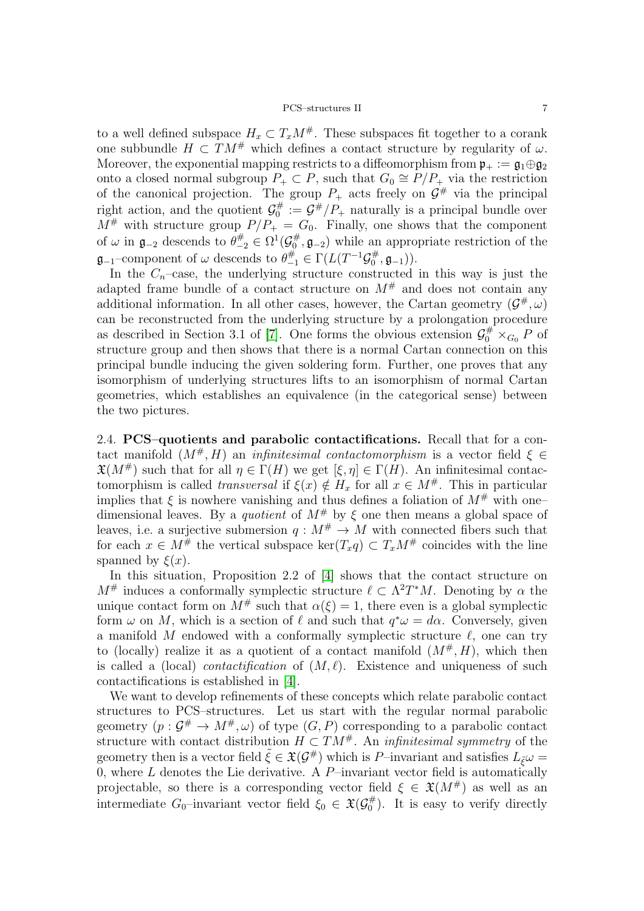to a well defined subspace $H_x \subset T_xM^\#$. These subspaces fit together to a corank one subbundle $H \subset TM^\#$ which defines a contact structure by regularity of $\omega$. Moreover, the exponential mapping restricts to a diffeomorphism from $\mathfrak{p}_+ := \mathfrak{g}_1 \oplus \mathfrak{g}_2$ onto a closed normal subgroup $P_+ \subset P$, such that $G_0 \cong P/P_+$ via the restriction of the canonical projection. The group $P_+$ acts freely on $\mathcal{G}^\#$ via the principal right action, and the quotient $\mathcal{G}_0^\# := \mathcal{G}^\#/P_+$ naturally is a principal bundle over $M^\#$ with structure group $P/P_+ = G_0$. Finally, one shows that the component of $\omega$ in $\mathfrak{g}_{-2}$ descends to $\theta_{-2}^\# \in \Omega^1(\mathcal{G}_0^\#, \mathfrak{g}_{-2})$ while an appropriate restriction of the $\mathfrak{g}_{-1}$–component of $\omega$ descends to $\theta_{-1}^\# \in \Gamma(L(T^{-1}\mathcal{G}_0^\#, \mathfrak{g}_{-1}))$.

In the $C_n$–case, the underlying structure constructed in this way is just the adapted frame bundle of a contact structure on $M^\#$ and does not contain any additional information. In all other cases, however, the Cartan geometry $(\mathcal{G}^\#, \omega)$ can be reconstructed from the underlying structure by a prolongation procedure as described in Section 3.1 of [7]. One forms the obvious extension $\mathcal{G}_0^\# \times_{G_0} P$ of structure group and then shows that there is a normal Cartan connection on this principal bundle inducing the given soldering form. Further, one proves that any isomorphism of underlying structures lifts to an isomorphism of normal Cartan geometries, which establishes an equivalence (in the categorical sense) between the two pictures.

2.4. **PCS–quotients and parabolic contactifications.** Recall that for a contact manifold $(M^\#, H)$ an *infinitesimal contactomorphism* is a vector field $\xi \in \mathfrak{X}(M^\#)$ such that for all $\eta \in \Gamma(H)$ we get $[\xi, \eta] \in \Gamma(H)$. An infinitesimal contactomorphism is called *transversal* if $\xi(x) \notin H_x$ for all $x \in M^\#$. This in particular implies that $\xi$ is nowhere vanishing and thus defines a foliation of $M^\#$ with one–dimensional leaves. By a *quotient* of $M^\#$ by $\xi$ one then means a global space of leaves, i.e. a surjective submersion $q : M^\# \to M$ with connected fibers such that for each $x \in M^\#$ the vertical subspace $\ker(T_xq) \subset T_xM^\#$ coincides with the line spanned by $\xi(x)$.

In this situation, Proposition 2.2 of [4] shows that the contact structure on $M^\#$ induces a conformally symplectic structure $\ell \subset \Lambda^2T^*M$. Denoting by $\alpha$ the unique contact form on $M^\#$ such that $\alpha(\xi) = 1$, there even is a global symplectic form $\omega$ on $M$, which is a section of $\ell$ and such that $q^*\omega = d\alpha$. Conversely, given a manifold $M$ endowed with a conformally symplectic structure $\ell$, one can try to (locally) realize it as a quotient of a contact manifold $(M^\#, H)$, which then is called a (local) *contactification* of $(M, \ell)$. Existence and uniqueness of such contactifications is established in [4].

We want to develop refinements of these concepts which relate parabolic contact structures to PCS–structures. Let us start with the regular normal parabolic geometry $(p : \mathcal{G}^\# \to M^\#, \omega)$ of type $(G, P)$ corresponding to a parabolic contact structure with contact distribution $H \subset TM^\#$. An *infinitesimal symmetry* of the geometry then is a vector field $\tilde{\xi} \in \mathfrak{X}(\mathcal{G}^\#)$ which is $P$–invariant and satisfies $L_{\tilde{\xi}}\omega = 0$, where $L$ denotes the Lie derivative. A $P$–invariant vector field is automatically projectable, so there is a corresponding vector field $\xi \in \mathfrak{X}(M^\#)$ as well as an intermediate $G_0$–invariant vector field $\xi_0 \in \mathfrak{X}(\mathcal{G}_0^\#)$. It is easy to verify directly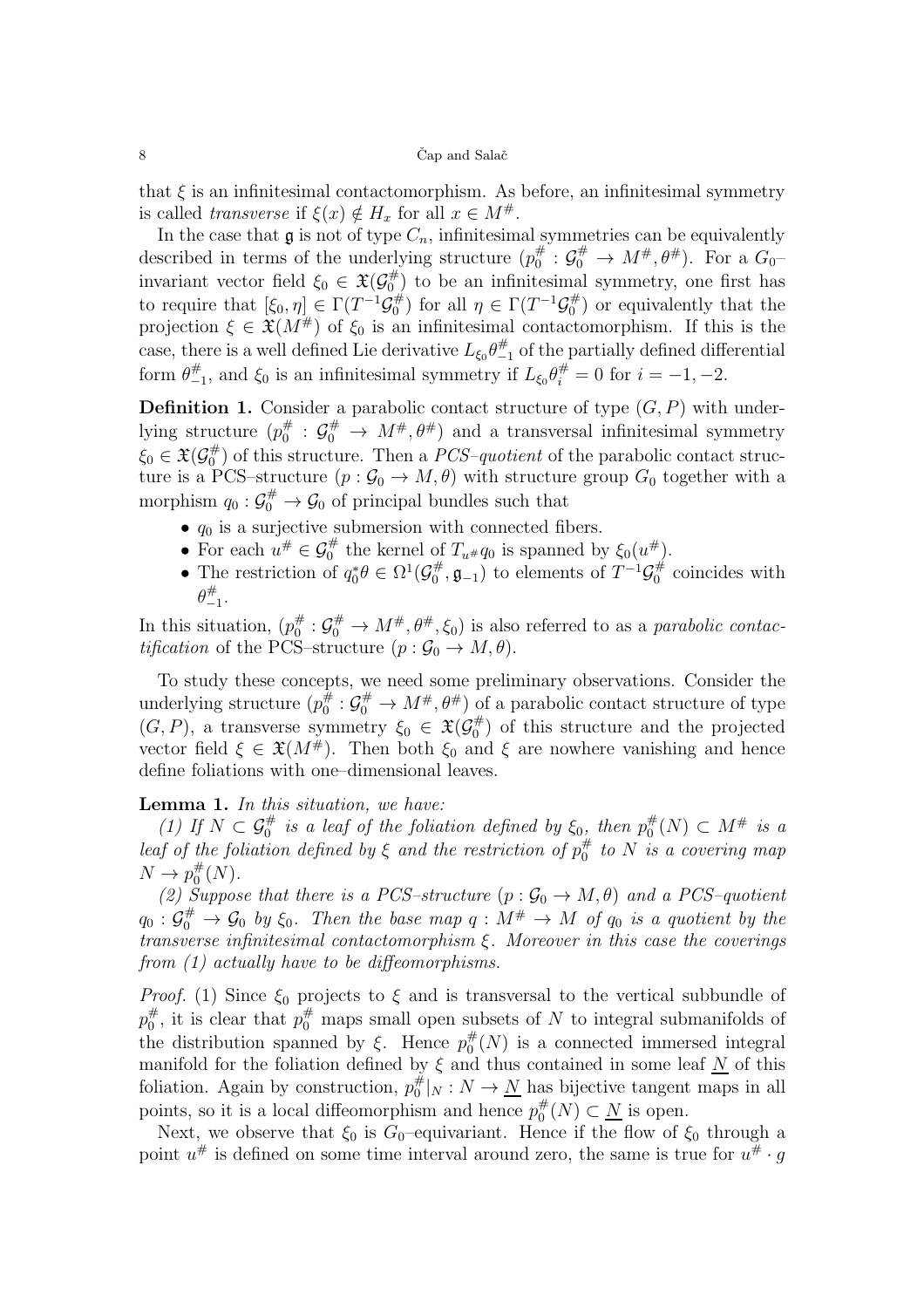that $\xi$ is an infinitesimal contactomorphism. As before, an infinitesimal symmetry is called *transverse* if $\xi(x) \notin H_x$ for all $x \in M^\#$.

In the case that $\mathfrak{g}$ is not of type $C_n$, infinitesimal symmetries can be equivalently described in terms of the underlying structure $(p_0^\# : \mathcal{G}_0^\# \to M^\#, \theta^\#)$. For a $G_0$–invariant vector field $\xi_0 \in \mathfrak{X}(\mathcal{G}_0^\#)$ to be an infinitesimal symmetry, one first has to require that $[\xi_0, \eta] \in \Gamma(T^{-1}\mathcal{G}_0^\#)$ for all $\eta \in \Gamma(T^{-1}\mathcal{G}_0^\#)$ or equivalently that the projection $\xi \in \mathfrak{X}(M^\#)$ of $\xi_0$ is an infinitesimal contactomorphism. If this is the case, there is a well defined Lie derivative $L_{\xi_0}\theta_{-1}^\#$ of the partially defined differential form $\theta_{-1}^\#$, and $\xi_0$ is an infinitesimal symmetry if $L_{\xi_0}\theta_i^\# = 0$ for $i = -1, -2$.

**Definition 1.** Consider a parabolic contact structure of type $(G, P)$ with underlying structure $(p_0^\# : \mathcal{G}_0^\# \to M^\#, \theta^\#)$ and a transversal infinitesimal symmetry $\xi_0 \in \mathfrak{X}(\mathcal{G}_0^\#)$ of this structure. Then a *PCS–quotient* of the parabolic contact structure is a PCS–structure $(p : \mathcal{G}_0 \to M, \theta)$ with structure group $G_0$ together with a morphism $q_0 : \mathcal{G}_0^\# \to \mathcal{G}_0$ of principal bundles such that

- $q_0$ is a surjective submersion with connected fibers.
- For each $u^\# \in \mathcal{G}_0^\#$ the kernel of $T_{u^\#}q_0$ is spanned by $\xi_0(u^\#)$.
- The restriction of $q_0^*\theta \in \Omega^1(\mathcal{G}_0^\#, \mathfrak{g}_{-1})$ to elements of $T^{-1}\mathcal{G}_0^\#$ coincides with $\theta_{-1}^\#$.

In this situation, $(p_0^\# : \mathcal{G}_0^\# \to M^\#, \theta^\#, \xi_0)$ is also referred to as a *parabolic contactification* of the PCS–structure $(p : \mathcal{G}_0 \to M, \theta)$.

To study these concepts, we need some preliminary observations. Consider the underlying structure $(p_0^\# : \mathcal{G}_0^\# \to M^\#, \theta^\#)$ of a parabolic contact structure of type $(G, P)$, a transverse symmetry $\xi_0 \in \mathfrak{X}(\mathcal{G}_0^\#)$ of this structure and the projected vector field $\xi \in \mathfrak{X}(M^\#)$. Then both $\xi_0$ and $\xi$ are nowhere vanishing and hence define foliations with one–dimensional leaves.

**Lemma 1.** *In this situation, we have:*

*(1) If $N \subset \mathcal{G}_0^\#$ is a leaf of the foliation defined by $\xi_0$, then $p_0^\#(N) \subset M^\#$ is a leaf of the foliation defined by $\xi$ and the restriction of $p_0^\#$ to $N$ is a covering map $N \to p_0^\#(N)$.*

*(2) Suppose that there is a PCS–structure $(p : \mathcal{G}_0 \to M, \theta)$ and a PCS–quotient $q_0 : \mathcal{G}_0^\# \to \mathcal{G}_0$ by $\xi_0$. Then the base map $q : M^\# \to M$ of $q_0$ is a quotient by the transverse infinitesimal contactomorphism $\xi$. Moreover in this case the coverings from (1) actually have to be diffeomorphisms.*

*Proof.* (1) Since $\xi_0$ projects to $\xi$ and is transversal to the vertical subbundle of $p_0^\#$, it is clear that $p_0^\#$ maps small open subsets of $N$ to integral submanifolds of the distribution spanned by $\xi$. Hence $p_0^\#(N)$ is a connected immersed integral manifold for the foliation defined by $\xi$ and thus contained in some leaf $\underline{N}$ of this foliation. Again by construction, $p_0^\#|_N : N \to \underline{N}$ has bijective tangent maps in all points, so it is a local diffeomorphism and hence $p_0^\#(N) \subset \underline{N}$ is open.

Next, we observe that $\xi_0$ is $G_0$–equivariant. Hence if the flow of $\xi_0$ through a point $u^\#$ is defined on some time interval around zero, the same is true for $u^\# \cdot g$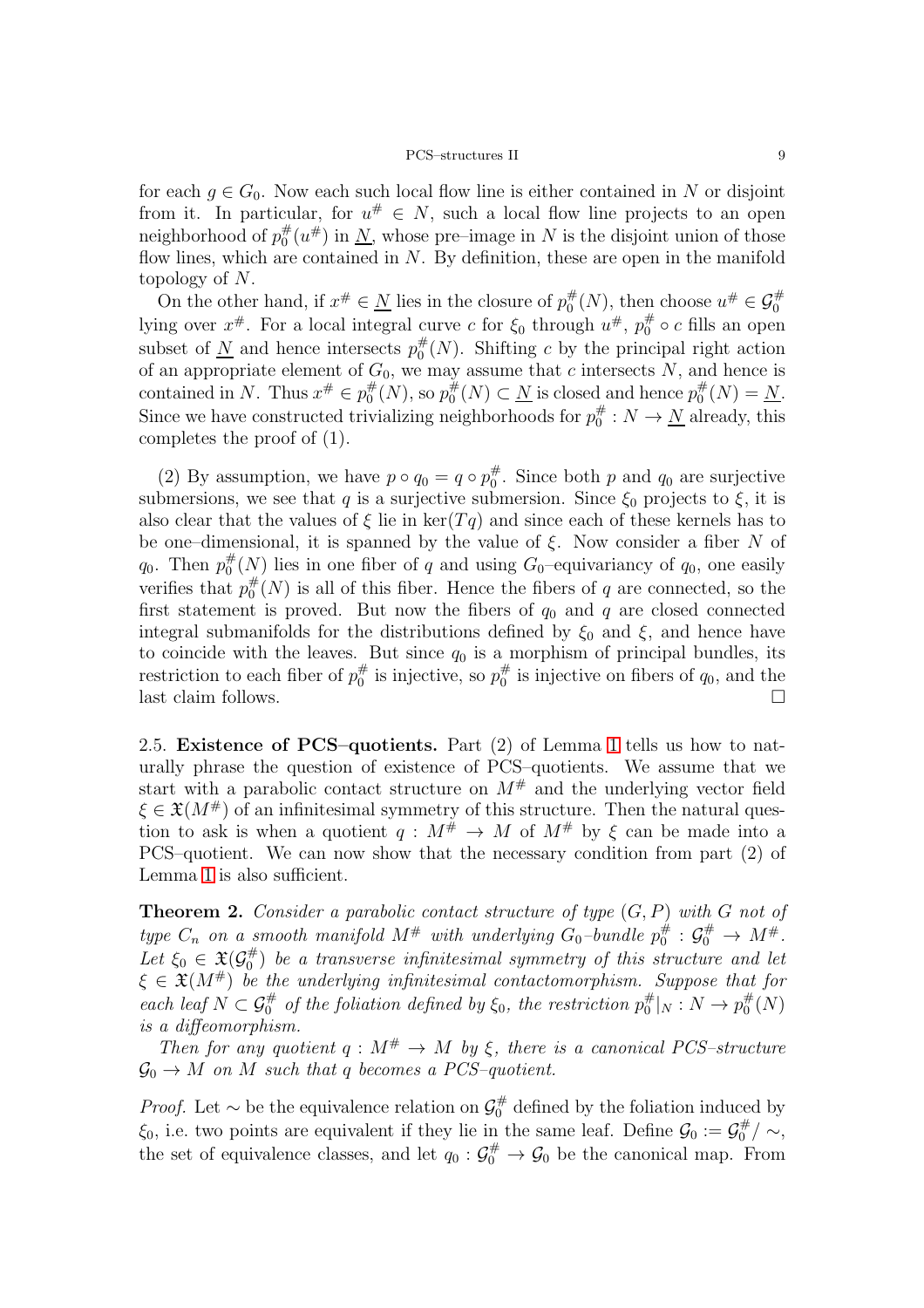for each $g \in G_0$. Now each such local flow line is either contained in $N$ or disjoint from it. In particular, for $u^\# \in N$, such a local flow line projects to an open neighborhood of $p_0^\#(u^\#)$ in $\underline{N}$, whose pre–image in $N$ is the disjoint union of those flow lines, which are contained in $N$. By definition, these are open in the manifold topology of $N$.

On the other hand, if $x^\# \in \underline{N}$ lies in the closure of $p_0^\#(N)$, then choose $u^\# \in \mathcal{G}_0^\#$ lying over $x^\#$. For a local integral curve $c$ for $\xi_0$ through $u^\#$, $p_0^\# \circ c$ fills an open subset of $\underline{N}$ and hence intersects $p_0^\#(N)$. Shifting $c$ by the principal right action of an appropriate element of $G_0$, we may assume that $c$ intersects $N$, and hence is contained in $N$. Thus $x^\# \in p_0^\#(N)$, so $p_0^\#(N) \subset \underline{N}$ is closed and hence $p_0^\#(N) = \underline{N}$. Since we have constructed trivializing neighborhoods for $p_0^\# : N \to \underline{N}$ already, this completes the proof of (1).

(2) By assumption, we have $p \circ q_0 = q \circ p_0^\#$. Since both $p$ and $q_0$ are surjective submersions, we see that $q$ is a surjective submersion. Since $\xi_0$ projects to $\xi$, it is also clear that the values of $\xi$ lie in $\ker(Tq)$ and since each of these kernels has to be one–dimensional, it is spanned by the value of $\xi$. Now consider a fiber $N$ of $q_0$. Then $p_0^\#(N)$ lies in one fiber of $q$ and using $G_0$–equivariancy of $q_0$, one easily verifies that $p_0^\#(N)$ is all of this fiber. Hence the fibers of $q$ are connected, so the first statement is proved. But now the fibers of $q_0$ and $q$ are closed connected integral submanifolds for the distributions defined by $\xi_0$ and $\xi$, and hence have to coincide with the leaves. But since $q_0$ is a morphism of principal bundles, its restriction to each fiber of $p_0^\#$ is injective, so $p_0^\#$ is injective on fibers of $q_0$, and the last claim follows. □

2.5. **Existence of PCS–quotients.** Part (2) of Lemma 1 tells us how to naturally phrase the question of existence of PCS–quotients. We assume that we start with a parabolic contact structure on $M^\#$ and the underlying vector field $\xi \in \mathfrak{X}(M^\#)$ of an infinitesimal symmetry of this structure. Then the natural question to ask is when a quotient $q : M^\# \to M$ of $M^\#$ by $\xi$ can be made into a PCS–quotient. We can now show that the necessary condition from part (2) of Lemma 1 is also sufficient.

**Theorem 2.** *Consider a parabolic contact structure of type $(G, P)$ with $G$ not of type $C_n$ on a smooth manifold $M^\#$ with underlying $G_0$–bundle $p_0^\# : \mathcal{G}_0^\# \to M^\#$. Let $\xi_0 \in \mathfrak{X}(\mathcal{G}_0^\#)$ be a transverse infinitesimal symmetry of this structure and let $\xi \in \mathfrak{X}(M^\#)$ be the underlying infinitesimal contactomorphism. Suppose that for each leaf $N \subset \mathcal{G}_0^\#$ of the foliation defined by $\xi_0$, the restriction $p_0^\#|_N : N \to p_0^\#(N)$ is a diffeomorphism.*

*Then for any quotient $q : M^\# \to M$ by $\xi$, there is a canonical PCS–structure $\mathcal{G}_0 \to M$ on $M$ such that $q$ becomes a PCS–quotient.*

*Proof.* Let $\sim$ be the equivalence relation on $\mathcal{G}_0^\#$ defined by the foliation induced by $\xi_0$, i.e. two points are equivalent if they lie in the same leaf. Define $\mathcal{G}_0 := \mathcal{G}_0^\# / \sim$, the set of equivalence classes, and let $q_0 : \mathcal{G}_0^\# \to \mathcal{G}_0$ be the canonical map. From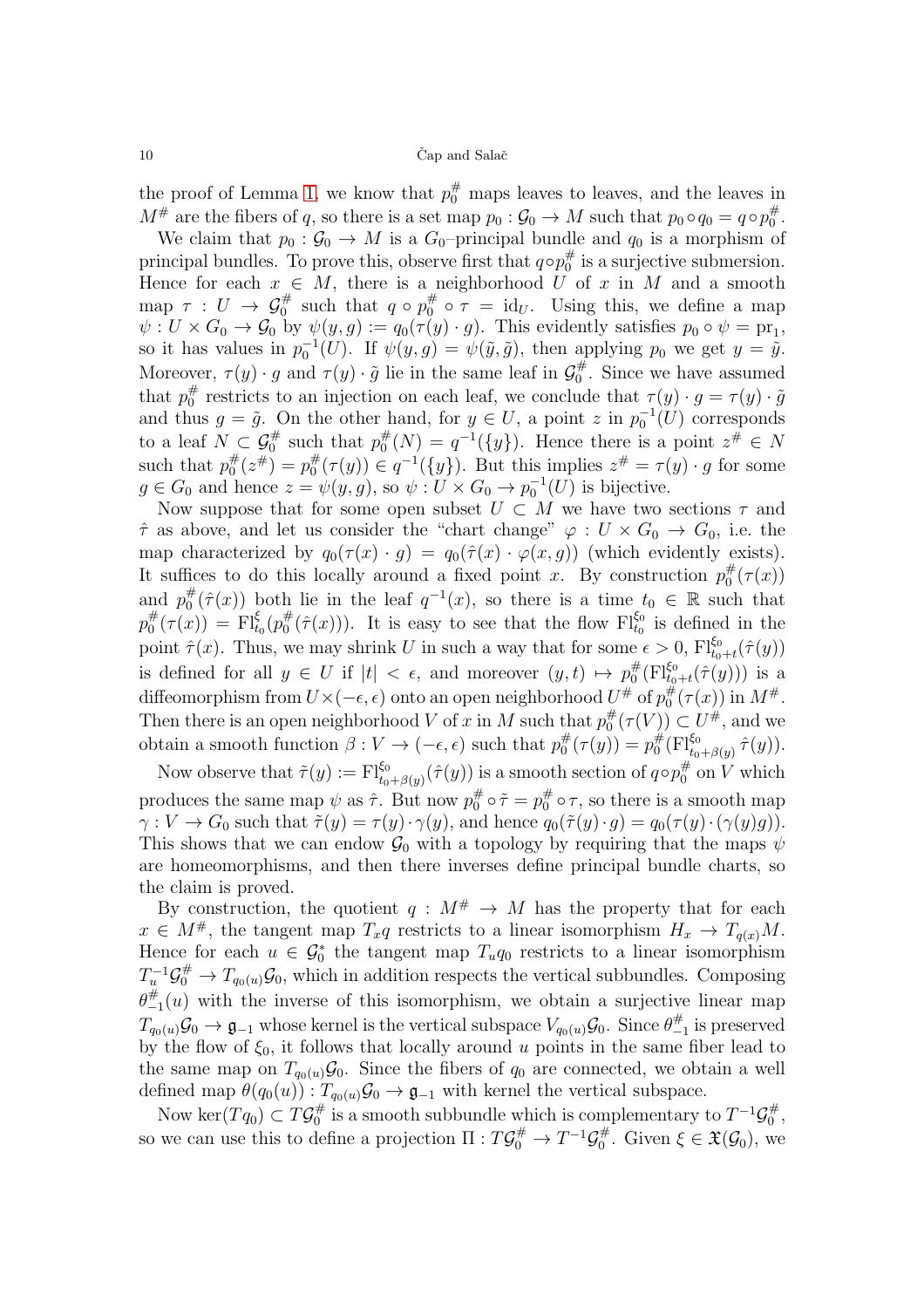the proof of Lemma 1, we know that $p_0^\#$ maps leaves to leaves, and the leaves in $M^\#$ are the fibers of $q$, so there is a set map $p_0 : \mathcal{G}_0 \to M$ such that $p_0 \circ q_0 = q \circ p_0^\#$.

We claim that $p_0 : \mathcal{G}_0 \to M$ is a $G_0$–principal bundle and $q_0$ is a morphism of principal bundles. To prove this, observe first that $q \circ p_0^\#$ is a surjective submersion. Hence for each $x \in M$, there is a neighborhood $U$ of $x$ in $M$ and a smooth map $\tau : U \to \mathcal{G}_0^\#$ such that $q \circ p_0^\# \circ \tau = \mathrm{id}_U$. Using this, we define a map $\psi : U \times G_0 \to \mathcal{G}_0$ by $\psi(y, g) := q_0(\tau(y) \cdot g)$. This evidently satisfies $p_0 \circ \psi = \mathrm{pr}_1$, so it has values in $p_0^{-1}(U)$. If $\psi(y, g) = \psi(\tilde{y}, \tilde{g})$, then applying $p_0$ we get $y = \tilde{y}$. Moreover, $\tau(y) \cdot g$ and $\tau(y) \cdot \tilde{g}$ lie in the same leaf in $\mathcal{G}_0^\#$. Since we have assumed that $p_0^\#$ restricts to an injection on each leaf, we conclude that $\tau(y) \cdot g = \tau(y) \cdot \tilde{g}$ and thus $g = \tilde{g}$. On the other hand, for $y \in U$, a point $z$ in $p_0^{-1}(U)$ corresponds to a leaf $N \subset \mathcal{G}_0^\#$ such that $p_0^\#(N) = q^{-1}(\{y\})$. Hence there is a point $z^\# \in N$ such that $p_0^\#(z^\#) = p_0^\#(\tau(y)) \in q^{-1}(\{y\})$. But this implies $z^\# = \tau(y) \cdot g$ for some $g \in G_0$ and hence $z = \psi(y, g)$, so $\psi : U \times G_0 \to p_0^{-1}(U)$ is bijective.

Now suppose that for some open subset $U \subset M$ we have two sections $\tau$ and $\hat{\tau}$ as above, and let us consider the "chart change" $\varphi : U \times G_0 \to G_0$, i.e. the map characterized by $q_0(\tau(x) \cdot g) = q_0(\hat{\tau}(x) \cdot \varphi(x, g))$ (which evidently exists). It suffices to do this locally around a fixed point $x$. By construction $p_0^\#(\tau(x))$ and $p_0^\#(\hat{\tau}(x))$ both lie in the leaf $q^{-1}(x)$, so there is a time $t_0 \in \mathbb{R}$ such that $p_0^\#(\tau(x)) = \mathrm{Fl}^{\xi}_{t_0}(p_0^\#(\hat{\tau}(x)))$. It is easy to see that the flow $\mathrm{Fl}^{\xi_0}_{t_0}$ is defined in the point $\hat{\tau}(x)$. Thus, we may shrink $U$ in such a way that for some $\epsilon > 0$, $\mathrm{Fl}^{\xi_0}_{t_0+t}(\hat{\tau}(y))$ is defined for all $y \in U$ if $|t| < \epsilon$, and moreover $(y, t) \mapsto p_0^\#(\mathrm{Fl}^{\xi_0}_{t_0+t}(\hat{\tau}(y)))$ is a diffeomorphism from $U \times (-\epsilon, \epsilon)$ onto an open neighborhood $U^\#$ of $p_0^\#(\tau(x))$ in $M^\#$. Then there is an open neighborhood $V$ of $x$ in $M$ such that $p_0^\#(\tau(V)) \subset U^\#$, and we obtain a smooth function $\beta : V \to (-\epsilon, \epsilon)$ such that $p_0^\#(\tau(y)) = p_0^\#(\mathrm{Fl}^{\xi_0}_{t_0+\beta(y)}\, \hat{\tau}(y))$.

Now observe that $\tilde{\tau}(y) := \mathrm{Fl}^{\xi_0}_{t_0+\beta(y)}(\hat{\tau}(y))$ is a smooth section of $q \circ p_0^\#$ on $V$ which produces the same map $\psi$ as $\hat{\tau}$. But now $p_0^\# \circ \tilde{\tau} = p_0^\# \circ \tau$, so there is a smooth map $\gamma : V \to G_0$ such that $\tilde{\tau}(y) = \tau(y) \cdot \gamma(y)$, and hence $q_0(\tilde{\tau}(y) \cdot g) = q_0(\tau(y) \cdot (\gamma(y) g))$. This shows that we can endow $\mathcal{G}_0$ with a topology by requiring that the maps $\psi$ are homeomorphisms, and then there inverses define principal bundle charts, so the claim is proved.

By construction, the quotient $q : M^\# \to M$ has the property that for each $x \in M^\#$, the tangent map $T_x q$ restricts to a linear isomorphism $H_x \to T_{q(x)}M$. Hence for each $u \in \mathcal{G}_0^*$ the tangent map $T_u q_0$ restricts to a linear isomorphism $T_u^{-1}\mathcal{G}_0^\# \to T_{q_0(u)}\mathcal{G}_0$, which in addition respects the vertical subbundles. Composing $\theta_{-1}^\#(u)$ with the inverse of this isomorphism, we obtain a surjective linear map $T_{q_0(u)}\mathcal{G}_0 \to \mathfrak{g}_{-1}$ whose kernel is the vertical subspace $V_{q_0(u)}\mathcal{G}_0$. Since $\theta_{-1}^\#$ is preserved by the flow of $\xi_0$, it follows that locally around $u$ points in the same fiber lead to the same map on $T_{q_0(u)}\mathcal{G}_0$. Since the fibers of $q_0$ are connected, we obtain a well defined map $\theta(q_0(u)) : T_{q_0(u)}\mathcal{G}_0 \to \mathfrak{g}_{-1}$ with kernel the vertical subspace.

Now $\ker(Tq_0) \subset T\mathcal{G}_0^\#$ is a smooth subbundle which is complementary to $T^{-1}\mathcal{G}_0^\#$, so we can use this to define a projection $\Pi : T\mathcal{G}_0^\# \to T^{-1}\mathcal{G}_0^\#$. Given $\xi \in \mathfrak{X}(\mathcal{G}_0)$, we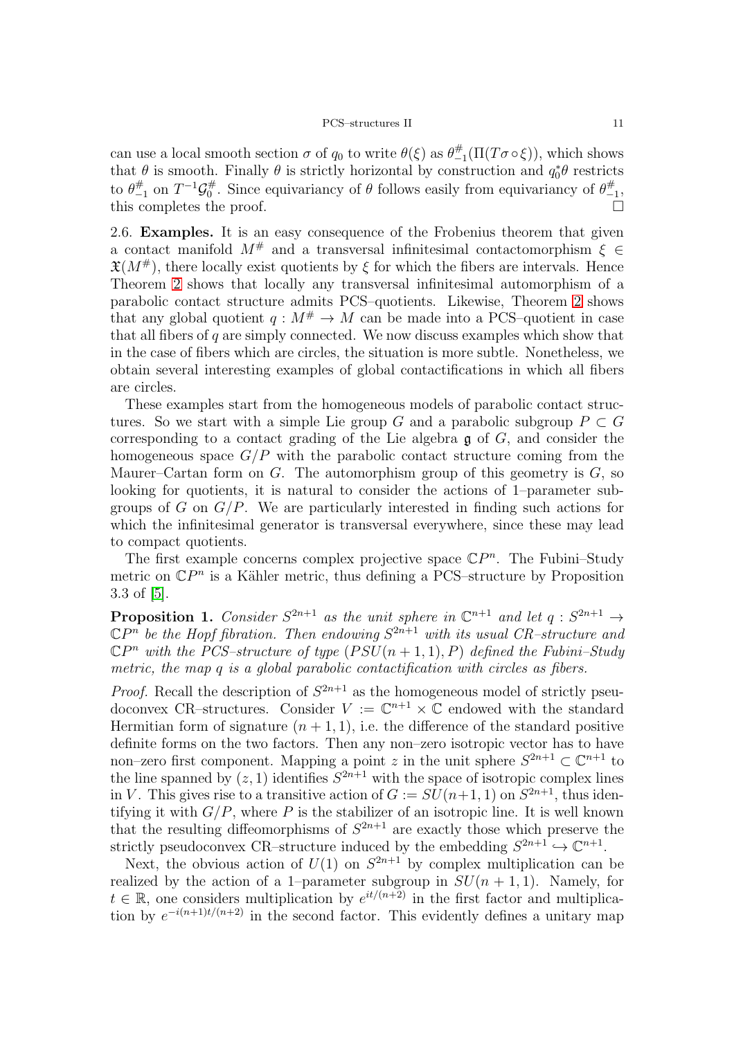can use a local smooth section $\sigma$ of $q_0$ to write $\theta(\xi)$ as $\theta^{\#}_{-1}(\Pi(T\sigma\circ\xi))$, which shows that $\theta$ is smooth. Finally $\theta$ is strictly horizontal by construction and $q_0^*\theta$ restricts to $\theta^{\#}_{-1}$ on $T^{-1}\mathcal{G}^{\#}_0$. Since equivariancy of $\theta$ follows easily from equivariancy of $\theta^{\#}_{-1}$, this completes the proof. □

2.6. **Examples.** It is an easy consequence of the Frobenius theorem that given a contact manifold $M^{\#}$ and a transversal infinitesimal contactomorphism $\xi \in \mathfrak{X}(M^{\#})$, there locally exist quotients by $\xi$ for which the fibers are intervals. Hence Theorem 2 shows that locally any transversal infinitesimal automorphism of a parabolic contact structure admits PCS–quotients. Likewise, Theorem 2 shows that any global quotient $q : M^{\#} \to M$ can be made into a PCS–quotient in case that all fibers of $q$ are simply connected. We now discuss examples which show that in the case of fibers which are circles, the situation is more subtle. Nonetheless, we obtain several interesting examples of global contactifications in which all fibers are circles.

These examples start from the homogeneous models of parabolic contact structures. So we start with a simple Lie group $G$ and a parabolic subgroup $P \subset G$ corresponding to a contact grading of the Lie algebra $\mathfrak{g}$ of $G$, and consider the homogeneous space $G/P$ with the parabolic contact structure coming from the Maurer–Cartan form on $G$. The automorphism group of this geometry is $G$, so looking for quotients, it is natural to consider the actions of 1–parameter subgroups of $G$ on $G/P$. We are particularly interested in finding such actions for which the infinitesimal generator is transversal everywhere, since these may lead to compact quotients.

The first example concerns complex projective space $\mathbb{C}P^n$. The Fubini–Study metric on $\mathbb{C}P^n$ is a Kähler metric, thus defining a PCS–structure by Proposition 3.3 of [5].

**Proposition 1.** *Consider $S^{2n+1}$ as the unit sphere in $\mathbb{C}^{n+1}$ and let $q : S^{2n+1} \to \mathbb{C}P^n$ be the Hopf fibration. Then endowing $S^{2n+1}$ with its usual CR–structure and $\mathbb{C}P^n$ with the PCS–structure of type $(PSU(n+1,1), P)$ defined the Fubini–Study metric, the map $q$ is a global parabolic contactification with circles as fibers.*

*Proof.* Recall the description of $S^{2n+1}$ as the homogeneous model of strictly pseudoconvex CR–structures. Consider $V := \mathbb{C}^{n+1} \times \mathbb{C}$ endowed with the standard Hermitian form of signature $(n+1, 1)$, i.e. the difference of the standard positive definite forms on the two factors. Then any non–zero isotropic vector has to have non–zero first component. Mapping a point $z$ in the unit sphere $S^{2n+1} \subset \mathbb{C}^{n+1}$ to the line spanned by $(z, 1)$ identifies $S^{2n+1}$ with the space of isotropic complex lines in $V$. This gives rise to a transitive action of $G := SU(n+1, 1)$ on $S^{2n+1}$, thus identifying it with $G/P$, where $P$ is the stabilizer of an isotropic line. It is well known that the resulting diffeomorphisms of $S^{2n+1}$ are exactly those which preserve the strictly pseudoconvex CR–structure induced by the embedding $S^{2n+1} \hookrightarrow \mathbb{C}^{n+1}$.

Next, the obvious action of $U(1)$ on $S^{2n+1}$ by complex multiplication can be realized by the action of a 1–parameter subgroup in $SU(n+1, 1)$. Namely, for $t \in \mathbb{R}$, one considers multiplication by $e^{it/(n+2)}$ in the first factor and multiplication by $e^{-i(n+1)t/(n+2)}$ in the second factor. This evidently defines a unitary map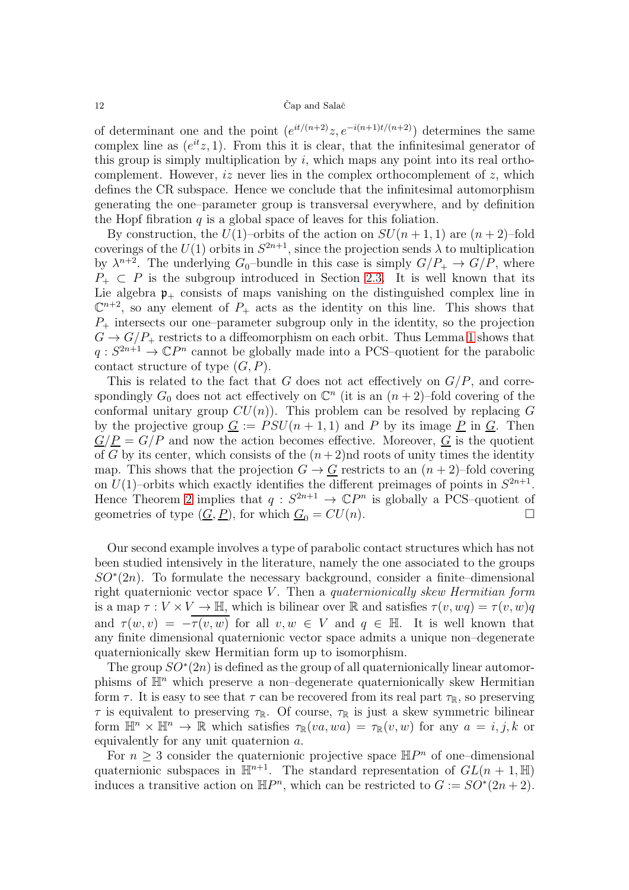of determinant one and the point $(e^{it/(n+2)}z, e^{-i(n+1)t/(n+2)})$ determines the same complex line as $(e^{it}z, 1)$. From this it is clear, that the infinitesimal generator of this group is simply multiplication by $i$, which maps any point into its real orthocomplement. However, $iz$ never lies in the complex orthocomplement of $z$, which defines the CR subspace. Hence we conclude that the infinitesimal automorphism generating the one–parameter group is transversal everywhere, and by definition the Hopf fibration $q$ is a global space of leaves for this foliation.

By construction, the $U(1)$–orbits of the action on $SU(n+1,1)$ are $(n+2)$–fold coverings of the $U(1)$ orbits in $S^{2n+1}$, since the projection sends $\lambda$ to multiplication by $\lambda^{n+2}$. The underlying $G_0$–bundle in this case is simply $G/P_+ \to G/P$, where $P_+ \subset P$ is the subgroup introduced in Section 2.3. It is well known that its Lie algebra $\mathfrak{p}_+$ consists of maps vanishing on the distinguished complex line in $\mathbb{C}^{n+2}$, so any element of $P_+$ acts as the identity on this line. This shows that $P_+$ intersects our one–parameter subgroup only in the identity, so the projection $G \to G/P_+$ restricts to a diffeomorphism on each orbit. Thus Lemma 1 shows that $q : S^{2n+1} \to \mathbb{C}P^n$ cannot be globally made into a PCS–quotient for the parabolic contact structure of type $(G, P)$.

This is related to the fact that $G$ does not act effectively on $G/P$, and correspondingly $G_0$ does not act effectively on $\mathbb{C}^n$ (it is an $(n+2)$–fold covering of the conformal unitary group $CU(n)$). This problem can be resolved by replacing $G$ by the projective group $\underline{G} := PSU(n+1,1)$ and $P$ by its image $\underline{P}$ in $\underline{G}$. Then $\underline{G}/\underline{P} = G/P$ and now the action becomes effective. Moreover, $\underline{G}$ is the quotient of $G$ by its center, which consists of the $(n+2)$nd roots of unity times the identity map. This shows that the projection $G \to \underline{G}$ restricts to an $(n+2)$–fold covering on $U(1)$–orbits which exactly identifies the different preimages of points in $S^{2n+1}$. Hence Theorem 2 implies that $q : S^{2n+1} \to \mathbb{C}P^n$ is globally a PCS–quotient of geometries of type $(\underline{G}, \underline{P})$, for which $\underline{G}_0 = CU(n)$. □

Our second example involves a type of parabolic contact structures which has not been studied intensively in the literature, namely the one associated to the groups $SO^*(2n)$. To formulate the necessary background, consider a finite–dimensional right quaternionic vector space $V$. Then a *quaternionically skew Hermitian form* is a map $\tau : V \times V \to \mathbb{H}$, which is bilinear over $\mathbb{R}$ and satisfies $\tau(v, wq) = \tau(v, w)q$ and $\tau(w, v) = -\overline{\tau(v, w)}$ for all $v, w \in V$ and $q \in \mathbb{H}$. It is well known that any finite dimensional quaternionic vector space admits a unique non–degenerate quaternionically skew Hermitian form up to isomorphism.

The group $SO^*(2n)$ is defined as the group of all quaternionically linear automorphisms of $\mathbb{H}^n$ which preserve a non–degenerate quaternionically skew Hermitian form $\tau$. It is easy to see that $\tau$ can be recovered from its real part $\tau_{\mathbb{R}}$, so preserving $\tau$ is equivalent to preserving $\tau_{\mathbb{R}}$. Of course, $\tau_{\mathbb{R}}$ is just a skew symmetric bilinear form $\mathbb{H}^n \times \mathbb{H}^n \to \mathbb{R}$ which satisfies $\tau_{\mathbb{R}}(va, wa) = \tau_{\mathbb{R}}(v, w)$ for any $a = i, j, k$ or equivalently for any unit quaternion $a$.

For $n \geq 3$ consider the quaternionic projective space $\mathbb{H}P^n$ of one–dimensional quaternionic subspaces in $\mathbb{H}^{n+1}$. The standard representation of $GL(n+1, \mathbb{H})$ induces a transitive action on $\mathbb{H}P^n$, which can be restricted to $G := SO^*(2n+2)$.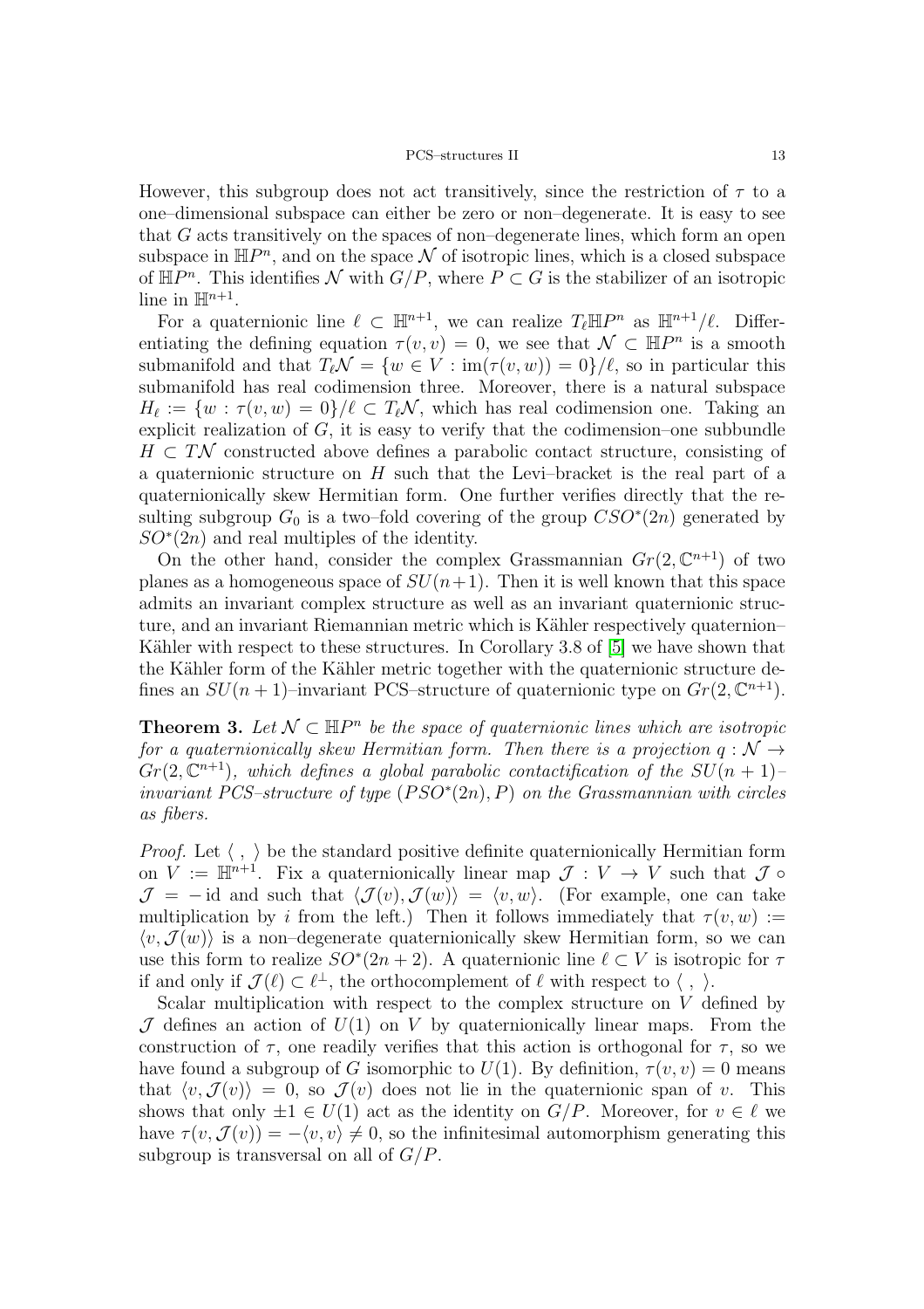However, this subgroup does not act transitively, since the restriction of $\tau$ to a one–dimensional subspace can either be zero or non–degenerate. It is easy to see that $G$ acts transitively on the spaces of non–degenerate lines, which form an open subspace in $\mathbb{H}P^n$, and on the space $\mathcal{N}$ of isotropic lines, which is a closed subspace of $\mathbb{H}P^n$. This identifies $\mathcal{N}$ with $G/P$, where $P \subset G$ is the stabilizer of an isotropic line in $\mathbb{H}^{n+1}$.

For a quaternionic line $\ell \subset \mathbb{H}^{n+1}$, we can realize $T_\ell \mathbb{H}P^n$ as $\mathbb{H}^{n+1}/\ell$. Differentiating the defining equation $\tau(v,v) = 0$, we see that $\mathcal{N} \subset \mathbb{H}P^n$ is a smooth submanifold and that $T_\ell \mathcal{N} = \{w \in V : \operatorname{im}(\tau(v,w)) = 0\}/\ell$, so in particular this submanifold has real codimension three. Moreover, there is a natural subspace $H_\ell := \{w : \tau(v,w) = 0\}/\ell \subset T_\ell \mathcal{N}$, which has real codimension one. Taking an explicit realization of $G$, it is easy to verify that the codimension–one subbundle $H \subset T\mathcal{N}$ constructed above defines a parabolic contact structure, consisting of a quaternionic structure on $H$ such that the Levi–bracket is the real part of a quaternionically skew Hermitian form. One further verifies directly that the resulting subgroup $G_0$ is a two–fold covering of the group $CSO^*(2n)$ generated by $SO^*(2n)$ and real multiples of the identity.

On the other hand, consider the complex Grassmannian $Gr(2, \mathbb{C}^{n+1})$ of two planes as a homogeneous space of $SU(n+1)$. Then it is well known that this space admits an invariant complex structure as well as an invariant quaternionic structure, and an invariant Riemannian metric which is Kähler respectively quaternion–Kähler with respect to these structures. In Corollary 3.8 of [5] we have shown that the Kähler form of the Kähler metric together with the quaternionic structure defines an $SU(n+1)$–invariant PCS–structure of quaternionic type on $Gr(2, \mathbb{C}^{n+1})$.

**Theorem 3.** *Let $\mathcal{N} \subset \mathbb{H}P^n$ be the space of quaternionic lines which are isotropic for a quaternionically skew Hermitian form. Then there is a projection $q : \mathcal{N} \to Gr(2, \mathbb{C}^{n+1})$, which defines a global parabolic contactification of the $SU(n+1)$–invariant PCS–structure of type $(PSO^*(2n), P)$ on the Grassmannian with circles as fibers.*

*Proof.* Let $\langle\ ,\ \rangle$ be the standard positive definite quaternionically Hermitian form on $V := \mathbb{H}^{n+1}$. Fix a quaternionically linear map $\mathcal{J} : V \to V$ such that $\mathcal{J} \circ \mathcal{J} = -\operatorname{id}$ and such that $\langle \mathcal{J}(v), \mathcal{J}(w) \rangle = \langle v, w \rangle$. (For example, one can take multiplication by $i$ from the left.) Then it follows immediately that $\tau(v,w) := \langle v, \mathcal{J}(w) \rangle$ is a non–degenerate quaternionically skew Hermitian form, so we can use this form to realize $SO^*(2n+2)$. A quaternionic line $\ell \subset V$ is isotropic for $\tau$ if and only if $\mathcal{J}(\ell) \subset \ell^\perp$, the orthocomplement of $\ell$ with respect to $\langle\ ,\ \rangle$.

Scalar multiplication with respect to the complex structure on $V$ defined by $\mathcal{J}$ defines an action of $U(1)$ on $V$ by quaternionically linear maps. From the construction of $\tau$, one readily verifies that this action is orthogonal for $\tau$, so we have found a subgroup of $G$ isomorphic to $U(1)$. By definition, $\tau(v,v) = 0$ means that $\langle v, \mathcal{J}(v) \rangle = 0$, so $\mathcal{J}(v)$ does not lie in the quaternionic span of $v$. This shows that only $\pm 1 \in U(1)$ act as the identity on $G/P$. Moreover, for $v \in \ell$ we have $\tau(v, \mathcal{J}(v)) = -\langle v, v \rangle \neq 0$, so the infinitesimal automorphism generating this subgroup is transversal on all of $G/P$.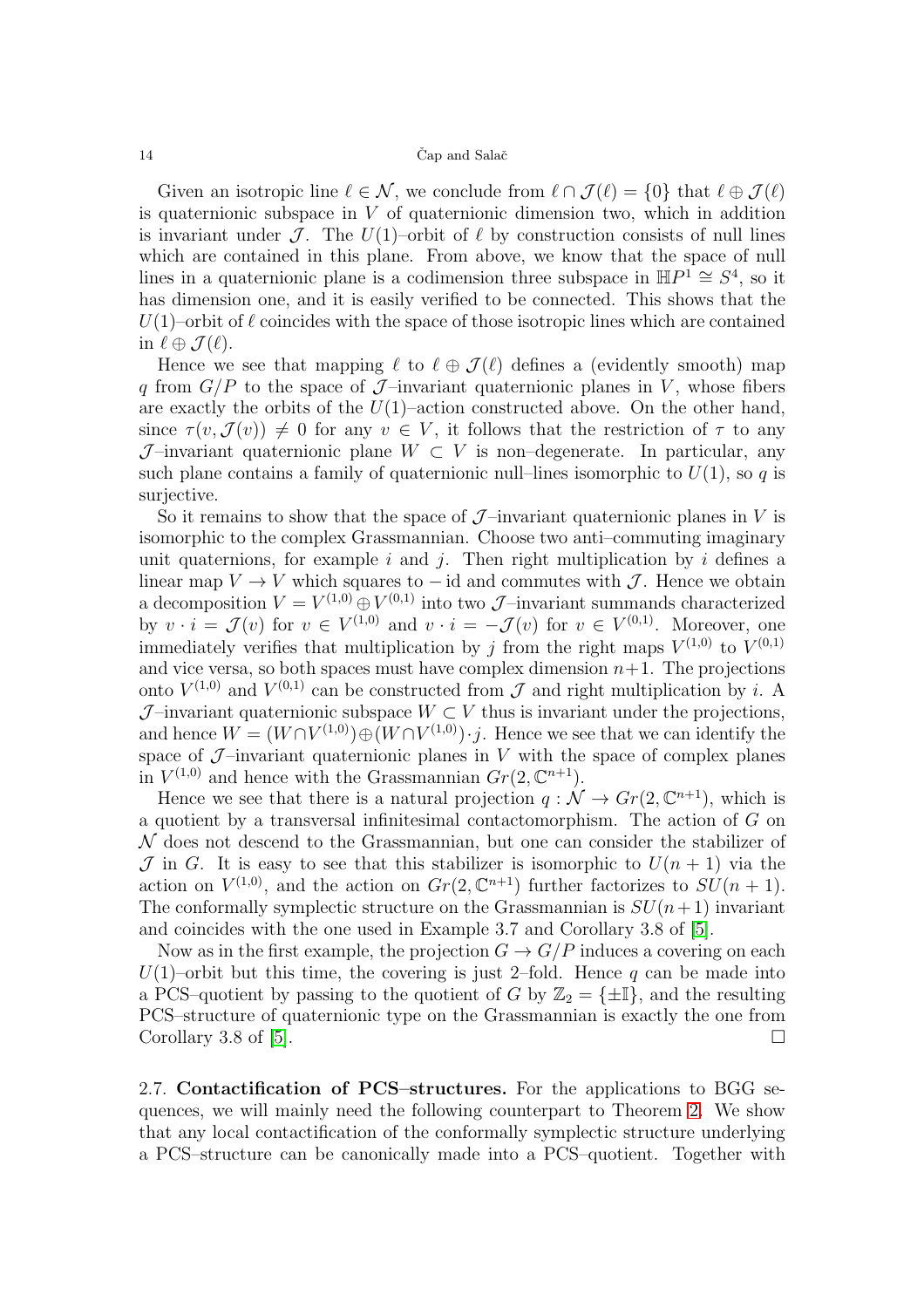Given an isotropic line $\ell \in \mathcal{N}$, we conclude from $\ell \cap \mathcal{J}(\ell) = \{0\}$ that $\ell \oplus \mathcal{J}(\ell)$ is quaternionic subspace in $V$ of quaternionic dimension two, which in addition is invariant under $\mathcal{J}$. The $U(1)$–orbit of $\ell$ by construction consists of null lines which are contained in this plane. From above, we know that the space of null lines in a quaternionic plane is a codimension three subspace in $\mathbb{H}P^1 \cong S^4$, so it has dimension one, and it is easily verified to be connected. This shows that the $U(1)$–orbit of $\ell$ coincides with the space of those isotropic lines which are contained in $\ell \oplus \mathcal{J}(\ell)$.

Hence we see that mapping $\ell$ to $\ell \oplus \mathcal{J}(\ell)$ defines a (evidently smooth) map $q$ from $G/P$ to the space of $\mathcal{J}$–invariant quaternionic planes in $V$, whose fibers are exactly the orbits of the $U(1)$–action constructed above. On the other hand, since $\tau(v, \mathcal{J}(v)) \neq 0$ for any $v \in V$, it follows that the restriction of $\tau$ to any $\mathcal{J}$–invariant quaternionic plane $W \subset V$ is non–degenerate. In particular, any such plane contains a family of quaternionic null–lines isomorphic to $U(1)$, so $q$ is surjective.

So it remains to show that the space of $\mathcal{J}$–invariant quaternionic planes in $V$ is isomorphic to the complex Grassmannian. Choose two anti–commuting imaginary unit quaternions, for example $i$ and $j$. Then right multiplication by $i$ defines a linear map $V \to V$ which squares to $-\operatorname{id}$ and commutes with $\mathcal{J}$. Hence we obtain a decomposition $V = V^{(1,0)} \oplus V^{(0,1)}$ into two $\mathcal{J}$–invariant summands characterized by $v \cdot i = \mathcal{J}(v)$ for $v \in V^{(1,0)}$ and $v \cdot i = -\mathcal{J}(v)$ for $v \in V^{(0,1)}$. Moreover, one immediately verifies that multiplication by $j$ from the right maps $V^{(1,0)}$ to $V^{(0,1)}$ and vice versa, so both spaces must have complex dimension $n+1$. The projections onto $V^{(1,0)}$ and $V^{(0,1)}$ can be constructed from $\mathcal{J}$ and right multiplication by $i$. A $\mathcal{J}$–invariant quaternionic subspace $W \subset V$ thus is invariant under the projections, and hence $W = (W \cap V^{(1,0)}) \oplus (W \cap V^{(1,0)}) \cdot j$. Hence we see that we can identify the space of $\mathcal{J}$–invariant quaternionic planes in $V$ with the space of complex planes in $V^{(1,0)}$ and hence with the Grassmannian $Gr(2, \mathbb{C}^{n+1})$.

Hence we see that there is a natural projection $q : \mathcal{N} \to Gr(2, \mathbb{C}^{n+1})$, which is a quotient by a transversal infinitesimal contactomorphism. The action of $G$ on $\mathcal{N}$ does not descend to the Grassmannian, but one can consider the stabilizer of $\mathcal{J}$ in $G$. It is easy to see that this stabilizer is isomorphic to $U(n+1)$ via the action on $V^{(1,0)}$, and the action on $Gr(2, \mathbb{C}^{n+1})$ further factorizes to $SU(n+1)$. The conformally symplectic structure on the Grassmannian is $SU(n+1)$ invariant and coincides with the one used in Example 3.7 and Corollary 3.8 of [5].

Now as in the first example, the projection $G \to G/P$ induces a covering on each $U(1)$–orbit but this time, the covering is just 2–fold. Hence $q$ can be made into a PCS–quotient by passing to the quotient of $G$ by $\mathbb{Z}_2 = \{\pm \mathbb{I}\}$, and the resulting PCS–structure of quaternionic type on the Grassmannian is exactly the one from Corollary 3.8 of [5]. □

2.7. **Contactification of PCS–structures.** For the applications to BGG sequences, we will mainly need the following counterpart to Theorem 2. We show that any local contactification of the conformally symplectic structure underlying a PCS–structure can be canonically made into a PCS–quotient. Together with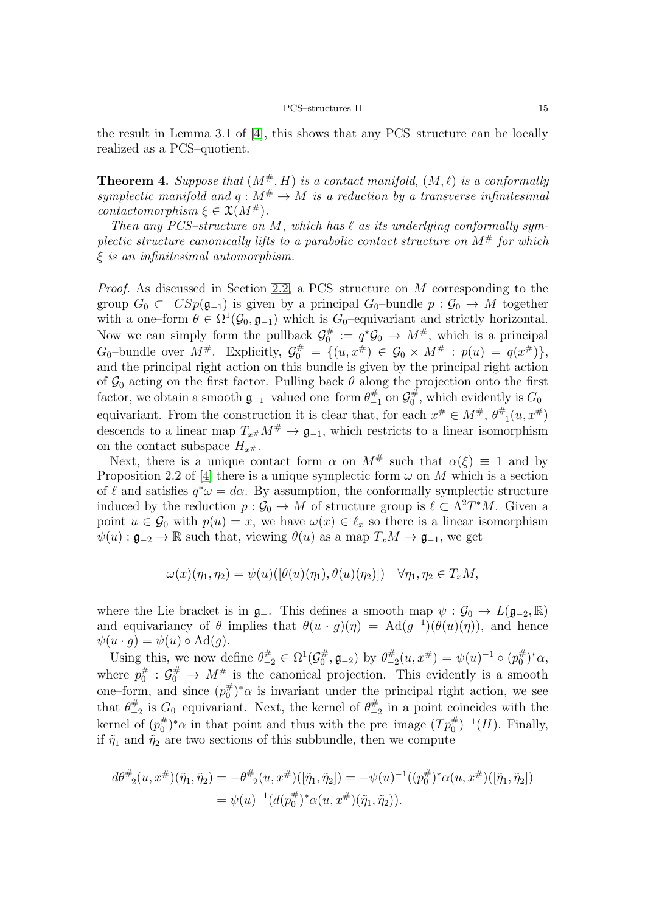the result in Lemma 3.1 of [4], this shows that any PCS–structure can be locally realized as a PCS–quotient.

**Theorem 4.** *Suppose that $(M^\#, H)$ is a contact manifold, $(M, \ell)$ is a conformally symplectic manifold and $q : M^\# \to M$ is a reduction by a transverse infinitesimal contactomorphism $\xi \in \mathfrak{X}(M^\#)$.*

*Then any PCS–structure on $M$, which has $\ell$ as its underlying conformally symplectic structure canonically lifts to a parabolic contact structure on $M^\#$ for which $\xi$ is an infinitesimal automorphism.*

*Proof.* As discussed in Section 2.2, a PCS–structure on $M$ corresponding to the group $G_0 \subset CSp(\mathfrak{g}_{-1})$ is given by a principal $G_0$–bundle $p : \mathcal{G}_0 \to M$ together with a one–form $\theta \in \Omega^1(\mathcal{G}_0, \mathfrak{g}_{-1})$ which is $G_0$–equivariant and strictly horizontal. Now we can simply form the pullback $\mathcal{G}_0^\# := q^*\mathcal{G}_0 \to M^\#$, which is a principal $G_0$–bundle over $M^\#$. Explicitly, $\mathcal{G}_0^\# = \{(u, x^\#) \in \mathcal{G}_0 \times M^\# : p(u) = q(x^\#)\}$, and the principal right action on this bundle is given by the principal right action of $\mathcal{G}_0$ acting on the first factor. Pulling back $\theta$ along the projection onto the first factor, we obtain a smooth $\mathfrak{g}_{-1}$–valued one–form $\theta_{-1}^\#$ on $\mathcal{G}_0^\#$, which evidently is $G_0$–equivariant. From the construction it is clear that, for each $x^\# \in M^\#$, $\theta_{-1}^\#(u, x^\#)$ descends to a linear map $T_{x^\#}M^\# \to \mathfrak{g}_{-1}$, which restricts to a linear isomorphism on the contact subspace $H_{x^\#}$.

Next, there is a unique contact form $\alpha$ on $M^\#$ such that $\alpha(\xi) \equiv 1$ and by Proposition 2.2 of [4] there is a unique symplectic form $\omega$ on $M$ which is a section of $\ell$ and satisfies $q^*\omega = d\alpha$. By assumption, the conformally symplectic structure induced by the reduction $p : \mathcal{G}_0 \to M$ of structure group is $\ell \subset \Lambda^2 T^*M$. Given a point $u \in \mathcal{G}_0$ with $p(u) = x$, we have $\omega(x) \in \ell_x$ so there is a linear isomorphism $\psi(u) : \mathfrak{g}_{-2} \to \mathbb{R}$ such that, viewing $\theta(u)$ as a map $T_xM \to \mathfrak{g}_{-1}$, we get

$$\omega(x)(\eta_1, \eta_2) = \psi(u)([\theta(u)(\eta_1), \theta(u)(\eta_2)]) \quad \forall \eta_1, \eta_2 \in T_xM,$$

where the Lie bracket is in $\mathfrak{g}_-$. This defines a smooth map $\psi : \mathcal{G}_0 \to L(\mathfrak{g}_{-2}, \mathbb{R})$ and equivariancy of $\theta$ implies that $\theta(u \cdot g)(\eta) = \mathrm{Ad}(g^{-1})(\theta(u)(\eta))$, and hence $\psi(u \cdot g) = \psi(u) \circ \mathrm{Ad}(g)$.

Using this, we now define $\theta_{-2}^\# \in \Omega^1(\mathcal{G}_0^\#, \mathfrak{g}_{-2})$ by $\theta_{-2}^\#(u, x^\#) = \psi(u)^{-1} \circ (p_0^\#)^*\alpha$, where $p_0^\# : \mathcal{G}_0^\# \to M^\#$ is the canonical projection. This evidently is a smooth one–form, and since $(p_0^\#)^*\alpha$ is invariant under the principal right action, we see that $\theta_{-2}^\#$ is $G_0$–equivariant. Next, the kernel of $\theta_{-2}^\#$ in a point coincides with the kernel of $(p_0^\#)^*\alpha$ in that point and thus with the pre–image $(Tp_0^\#)^{-1}(H)$. Finally, if $\tilde{\eta}_1$ and $\tilde{\eta}_2$ are two sections of this subbundle, then we compute

$$\begin{aligned}
d\theta_{-2}^\#(u, x^\#)(\tilde{\eta}_1, \tilde{\eta}_2) &= -\theta_{-2}^\#(u, x^\#)([\tilde{\eta}_1, \tilde{\eta}_2]) = -\psi(u)^{-1}((p_0^\#)^*\alpha(u, x^\#)([\tilde{\eta}_1, \tilde{\eta}_2]) \\
&= \psi(u)^{-1}(d(p_0^\#)^*\alpha(u, x^\#)(\tilde{\eta}_1, \tilde{\eta}_2)).
\end{aligned}$$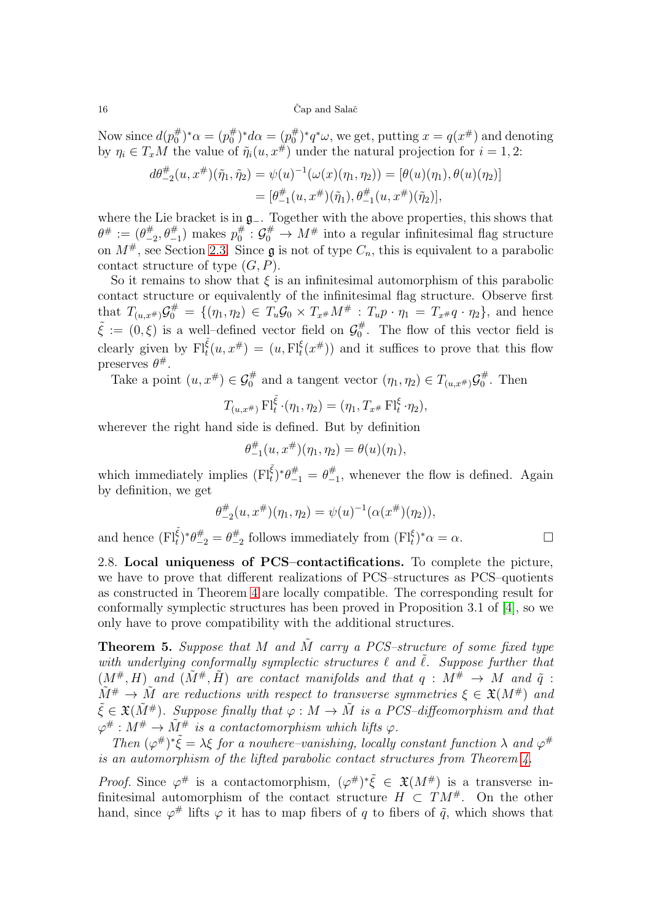Now since $d(p_0^\#)^*\alpha = (p_0^\#)^*d\alpha = (p_0^\#)^*q^*\omega$, we get, putting $x = q(x^\#)$ and denoting by $\eta_i \in T_xM$ the value of $\tilde{\eta}_i(u, x^\#)$ under the natural projection for $i = 1, 2$:

$$
\begin{aligned}
d\theta^\#_{-2}(u, x^\#)(\tilde{\eta}_1, \tilde{\eta}_2) &= \psi(u)^{-1}(\omega(x)(\eta_1, \eta_2)) = [\theta(u)(\eta_1), \theta(u)(\eta_2)] \\
&= [\theta^\#_{-1}(u, x^\#)(\tilde{\eta}_1), \theta^\#_{-1}(u, x^\#)(\tilde{\eta}_2)],
\end{aligned}
$$

where the Lie bracket is in $\mathfrak{g}_-$. Together with the above properties, this shows that $\theta^\# := (\theta^\#_{-2}, \theta^\#_{-1})$ makes $p_0^\# : \mathcal{G}_0^\# \to M^\#$ into a regular infinitesimal flag structure on $M^\#$, see Section 2.3. Since $\mathfrak{g}$ is not of type $C_n$, this is equivalent to a parabolic contact structure of type $(G, P)$.

So it remains to show that $\xi$ is an infinitesimal automorphism of this parabolic contact structure or equivalently of the infinitesimal flag structure. Observe first that $T_{(u,x^\#)}\mathcal{G}_0^\# = \{(\eta_1, \eta_2) \in T_u\mathcal{G}_0 \times T_{x^\#}M^\# : T_up \cdot \eta_1 = T_{x^\#}q \cdot \eta_2\}$, and hence $\tilde{\xi} := (0, \xi)$ is a well–defined vector field on $\mathcal{G}_0^\#$. The flow of this vector field is clearly given by $\mathrm{Fl}^{\tilde{\xi}}_t(u, x^\#) = (u, \mathrm{Fl}^\xi_t(x^\#))$ and it suffices to prove that this flow preserves $\theta^\#$.

Take a point $(u, x^\#) \in \mathcal{G}_0^\#$ and a tangent vector $(\eta_1, \eta_2) \in T_{(u,x^\#)}\mathcal{G}_0^\#$. Then

$$
T_{(u,x^\#)}\mathrm{Fl}^{\tilde{\xi}}_t \cdot (\eta_1, \eta_2) = (\eta_1, T_{x^\#}\mathrm{Fl}^\xi_t \cdot \eta_2),
$$

wherever the right hand side is defined. But by definition

$$
\theta^\#_{-1}(u, x^\#)(\eta_1, \eta_2) = \theta(u)(\eta_1),
$$

which immediately implies $(\mathrm{Fl}^{\tilde{\xi}}_t)^*\theta^\#_{-1} = \theta^\#_{-1}$, whenever the flow is defined. Again by definition, we get

$$
\theta^\#_{-2}(u, x^\#)(\eta_1, \eta_2) = \psi(u)^{-1}(\alpha(x^\#)(\eta_2)),
$$

and hence $(\mathrm{Fl}^{\tilde{\xi}}_t)^*\theta^\#_{-2} = \theta^\#_{-2}$ follows immediately from $(\mathrm{Fl}^\xi_t)^*\alpha = \alpha$. □

2.8. **Local uniqueness of PCS–contactifications.** To complete the picture, we have to prove that different realizations of PCS–structures as PCS–quotients as constructed in Theorem 4 are locally compatible. The corresponding result for conformally symplectic structures has been proved in Proposition 3.1 of [4], so we only have to prove compatibility with the additional structures.

**Theorem 5.** *Suppose that $M$ and $\tilde{M}$ carry a PCS–structure of some fixed type with underlying conformally symplectic structures $\ell$ and $\tilde{\ell}$. Suppose further that $(M^\#, H)$ and $(\tilde{M}^\#, \tilde{H})$ are contact manifolds and that $q : M^\# \to M$ and $\tilde{q} : \tilde{M}^\# \to \tilde{M}$ are reductions with respect to transverse symmetries $\xi \in \mathfrak{X}(M^\#)$ and $\tilde{\xi} \in \mathfrak{X}(\tilde{M}^\#)$. Suppose finally that $\varphi : M \to \tilde{M}$ is a PCS–diffeomorphism and that $\varphi^\# : M^\# \to \tilde{M}^\#$ is a contactomorphism which lifts $\varphi$.*

*Then $(\varphi^\#)^*\tilde{\xi} = \lambda\xi$ for a nowhere–vanishing, locally constant function $\lambda$ and $\varphi^\#$ is an automorphism of the lifted parabolic contact structures from Theorem 4.*

*Proof.* Since $\varphi^\#$ is a contactomorphism, $(\varphi^\#)^*\tilde{\xi} \in \mathfrak{X}(M^\#)$ is a transverse infinitesimal automorphism of the contact structure $H \subset TM^\#$. On the other hand, since $\varphi^\#$ lifts $\varphi$ it has to map fibers of $q$ to fibers of $\tilde{q}$, which shows that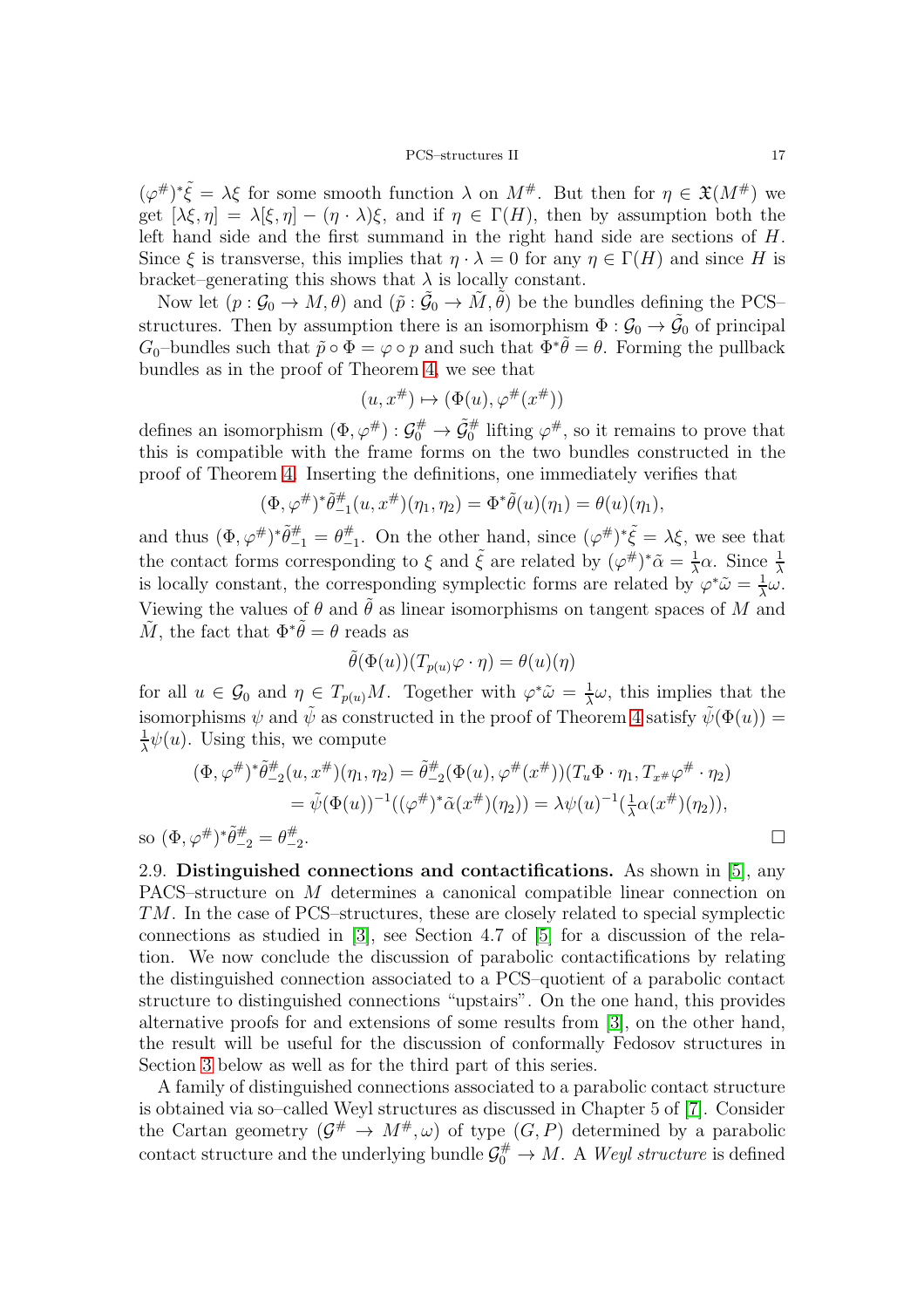$(\varphi^\#)^*\tilde{\xi} = \lambda\xi$ for some smooth function $\lambda$ on $M^\#$. But then for $\eta \in \mathfrak{X}(M^\#)$ we get $[\lambda\xi, \eta] = \lambda[\xi, \eta] - (\eta \cdot \lambda)\xi$, and if $\eta \in \Gamma(H)$, then by assumption both the left hand side and the first summand in the right hand side are sections of $H$. Since $\xi$ is transverse, this implies that $\eta \cdot \lambda = 0$ for any $\eta \in \Gamma(H)$ and since $H$ is bracket–generating this shows that $\lambda$ is locally constant.

Now let $(p : \mathcal{G}_0 \to M, \theta)$ and $(\tilde{p} : \tilde{\mathcal{G}}_0 \to \tilde{M}, \tilde{\theta})$ be the bundles defining the PCS–structures. Then by assumption there is an isomorphism $\Phi : \mathcal{G}_0 \to \tilde{\mathcal{G}}_0$ of principal $G_0$–bundles such that $\tilde{p} \circ \Phi = \varphi \circ p$ and such that $\Phi^*\tilde{\theta} = \theta$. Forming the pullback bundles as in the proof of Theorem 4, we see that

$$(u, x^\#) \mapsto (\Phi(u), \varphi^\#(x^\#))$$

defines an isomorphism $(\Phi, \varphi^\#) : \mathcal{G}_0^\# \to \tilde{\mathcal{G}}_0^\#$ lifting $\varphi^\#$, so it remains to prove that this is compatible with the frame forms on the two bundles constructed in the proof of Theorem 4. Inserting the definitions, one immediately verifies that

$$(\Phi, \varphi^\#)^*\tilde{\theta}^\#_{-1}(u, x^\#)(\eta_1, \eta_2) = \Phi^*\tilde{\theta}(u)(\eta_1) = \theta(u)(\eta_1),$$

and thus $(\Phi, \varphi^\#)^*\tilde{\theta}^\#_{-1} = \theta^\#_{-1}$. On the other hand, since $(\varphi^\#)^*\tilde{\xi} = \lambda\xi$, we see that the contact forms corresponding to $\xi$ and $\tilde{\xi}$ are related by $(\varphi^\#)^*\tilde{\alpha} = \frac{1}{\lambda}\alpha$. Since $\frac{1}{\lambda}$ is locally constant, the corresponding symplectic forms are related by $\varphi^*\tilde{\omega} = \frac{1}{\lambda}\omega$. Viewing the values of $\theta$ and $\tilde{\theta}$ as linear isomorphisms on tangent spaces of $M$ and $\tilde{M}$, the fact that $\Phi^*\tilde{\theta} = \theta$ reads as

$$\tilde{\theta}(\Phi(u))(T_{p(u)}\varphi \cdot \eta) = \theta(u)(\eta)$$

for all $u \in \mathcal{G}_0$ and $\eta \in T_{p(u)}M$. Together with $\varphi^*\tilde{\omega} = \frac{1}{\lambda}\omega$, this implies that the isomorphisms $\psi$ and $\tilde{\psi}$ as constructed in the proof of Theorem 4 satisfy $\tilde{\psi}(\Phi(u)) = \frac{1}{\lambda}\psi(u)$. Using this, we compute

$$\begin{aligned}
(\Phi, \varphi^\#)^*\tilde{\theta}^\#_{-2}(u, x^\#)(\eta_1, \eta_2) &= \tilde{\theta}^\#_{-2}(\Phi(u), \varphi^\#(x^\#))(T_u\Phi \cdot \eta_1, T_{x^\#}\varphi^\# \cdot \eta_2) \\
&= \tilde{\psi}(\Phi(u))^{-1}((\varphi^\#)^*\tilde{\alpha}(x^\#)(\eta_2)) = \lambda\psi(u)^{-1}(\tfrac{1}{\lambda}\alpha(x^\#)(\eta_2)),
\end{aligned}$$

so $(\Phi, \varphi^\#)^*\tilde{\theta}^\#_{-2} = \theta^\#_{-2}$. □

2.9. **Distinguished connections and contactifications.** As shown in [5], any PACS–structure on $M$ determines a canonical compatible linear connection on $TM$. In the case of PCS–structures, these are closely related to special symplectic connections as studied in [3], see Section 4.7 of [5] for a discussion of the relation. We now conclude the discussion of parabolic contactifications by relating the distinguished connection associated to a PCS–quotient of a parabolic contact structure to distinguished connections "upstairs". On the one hand, this provides alternative proofs for and extensions of some results from [3], on the other hand, the result will be useful for the discussion of conformally Fedosov structures in Section 3 below as well as for the third part of this series.

A family of distinguished connections associated to a parabolic contact structure is obtained via so–called Weyl structures as discussed in Chapter 5 of [7]. Consider the Cartan geometry $(\mathcal{G}^\# \to M^\#, \omega)$ of type $(G, P)$ determined by a parabolic contact structure and the underlying bundle $\mathcal{G}_0^\# \to M$. A *Weyl structure* is defined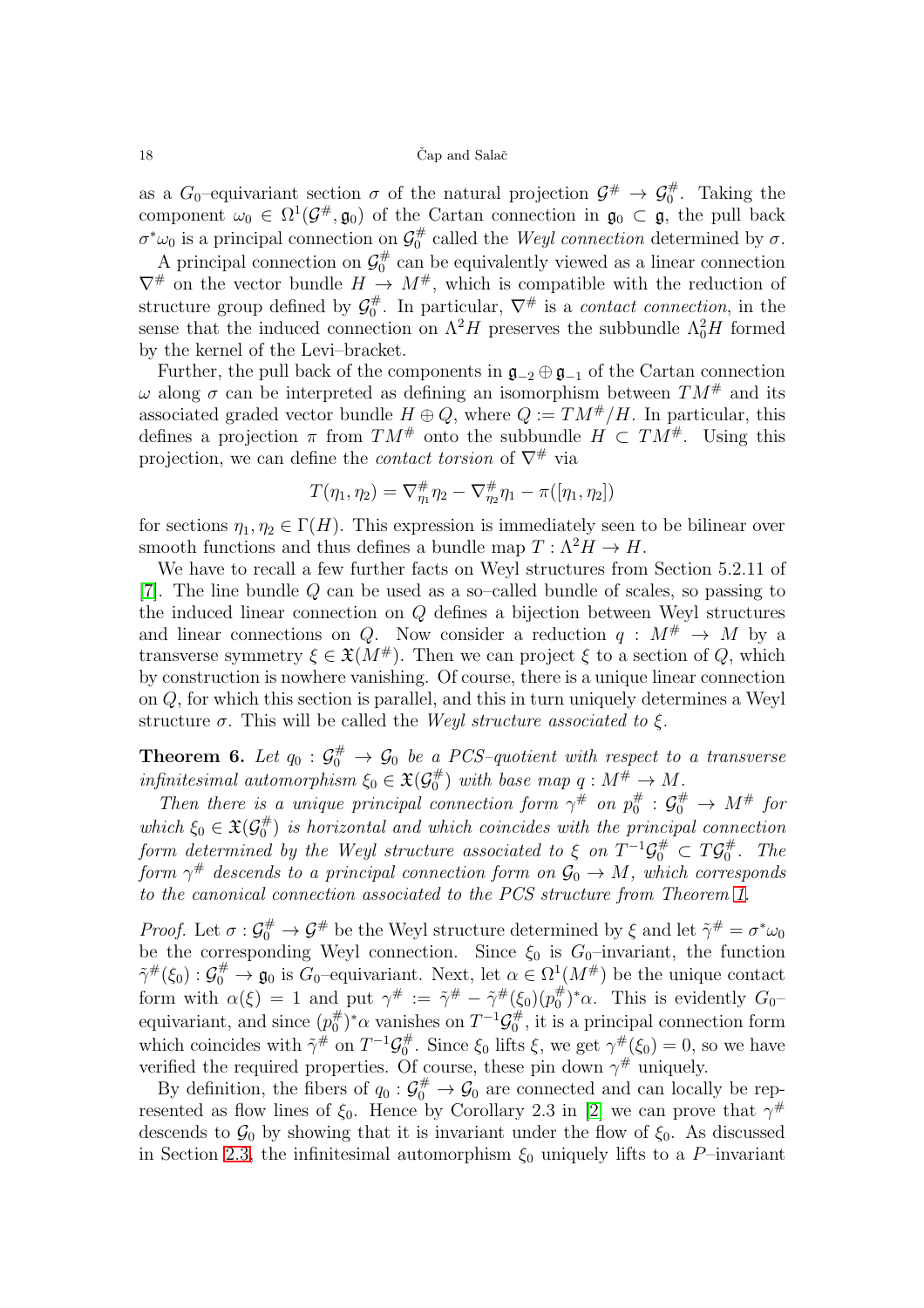as a $G_0$–equivariant section $\sigma$ of the natural projection $\mathcal{G}^\# \to \mathcal{G}_0^\#$. Taking the component $\omega_0 \in \Omega^1(\mathcal{G}^\#, \mathfrak{g}_0)$ of the Cartan connection in $\mathfrak{g}_0 \subset \mathfrak{g}$, the pull back $\sigma^*\omega_0$ is a principal connection on $\mathcal{G}_0^\#$ called the *Weyl connection* determined by $\sigma$.

A principal connection on $\mathcal{G}_0^\#$ can be equivalently viewed as a linear connection $\nabla^\#$ on the vector bundle $H \to M^\#$, which is compatible with the reduction of structure group defined by $\mathcal{G}_0^\#$. In particular, $\nabla^\#$ is a *contact connection*, in the sense that the induced connection on $\Lambda^2 H$ preserves the subbundle $\Lambda^2_0 H$ formed by the kernel of the Levi–bracket.

Further, the pull back of the components in $\mathfrak{g}_{-2} \oplus \mathfrak{g}_{-1}$ of the Cartan connection $\omega$ along $\sigma$ can be interpreted as defining an isomorphism between $TM^\#$ and its associated graded vector bundle $H \oplus Q$, where $Q := TM^\#/H$. In particular, this defines a projection $\pi$ from $TM^\#$ onto the subbundle $H \subset TM^\#$. Using this projection, we can define the *contact torsion* of $\nabla^\#$ via

$$T(\eta_1, \eta_2) = \nabla^\#_{\eta_1}\eta_2 - \nabla^\#_{\eta_2}\eta_1 - \pi([\eta_1, \eta_2])$$

for sections $\eta_1, \eta_2 \in \Gamma(H)$. This expression is immediately seen to be bilinear over smooth functions and thus defines a bundle map $T : \Lambda^2 H \to H$.

We have to recall a few further facts on Weyl structures from Section 5.2.11 of [7]. The line bundle $Q$ can be used as a so–called bundle of scales, so passing to the induced linear connection on $Q$ defines a bijection between Weyl structures and linear connections on $Q$. Now consider a reduction $q : M^\# \to M$ by a transverse symmetry $\xi \in \mathfrak{X}(M^\#)$. Then we can project $\xi$ to a section of $Q$, which by construction is nowhere vanishing. Of course, there is a unique linear connection on $Q$, for which this section is parallel, and this in turn uniquely determines a Weyl structure $\sigma$. This will be called the *Weyl structure associated to* $\xi$.

**Theorem 6.** *Let $q_0 : \mathcal{G}_0^\# \to \mathcal{G}_0$ be a PCS–quotient with respect to a transverse infinitesimal automorphism $\xi_0 \in \mathfrak{X}(\mathcal{G}_0^\#)$ with base map $q : M^\# \to M$.*

*Then there is a unique principal connection form $\gamma^\#$ on $p_0^\# : \mathcal{G}_0^\# \to M^\#$ for which $\xi_0 \in \mathfrak{X}(\mathcal{G}_0^\#)$ is horizontal and which coincides with the principal connection form determined by the Weyl structure associated to $\xi$ on $T^{-1}\mathcal{G}_0^\# \subset T\mathcal{G}_0^\#$. The form $\gamma^\#$ descends to a principal connection form on $\mathcal{G}_0 \to M$, which corresponds to the canonical connection associated to the PCS structure from Theorem 1.*

*Proof.* Let $\sigma : \mathcal{G}_0^\# \to \mathcal{G}^\#$ be the Weyl structure determined by $\xi$ and let $\tilde{\gamma}^\# = \sigma^*\omega_0$ be the corresponding Weyl connection. Since $\xi_0$ is $G_0$–invariant, the function $\tilde{\gamma}^\#(\xi_0) : \mathcal{G}_0^\# \to \mathfrak{g}_0$ is $G_0$–equivariant. Next, let $\alpha \in \Omega^1(M^\#)$ be the unique contact form with $\alpha(\xi) = 1$ and put $\gamma^\# := \tilde{\gamma}^\# - \tilde{\gamma}^\#(\xi_0)(p_0^\#)^*\alpha$. This is evidently $G_0$–equivariant, and since $(p_0^\#)^*\alpha$ vanishes on $T^{-1}\mathcal{G}_0^\#$, it is a principal connection form which coincides with $\tilde{\gamma}^\#$ on $T^{-1}\mathcal{G}_0^\#$. Since $\xi_0$ lifts $\xi$, we get $\gamma^\#(\xi_0) = 0$, so we have verified the required properties. Of course, these pin down $\gamma^\#$ uniquely.

By definition, the fibers of $q_0 : \mathcal{G}_0^\# \to \mathcal{G}_0$ are connected and can locally be represented as flow lines of $\xi_0$. Hence by Corollary 2.3 in [2] we can prove that $\gamma^\#$ descends to $\mathcal{G}_0$ by showing that it is invariant under the flow of $\xi_0$. As discussed in Section 2.3, the infinitesimal automorphism $\xi_0$ uniquely lifts to a $P$–invariant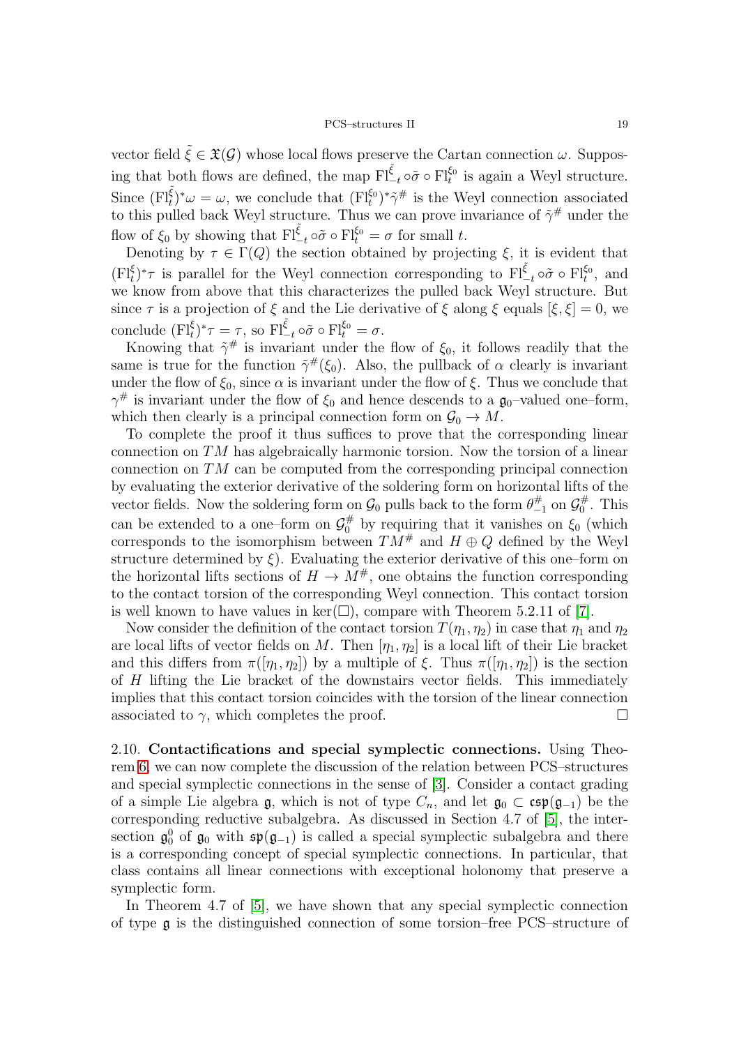vector field $\tilde{\xi} \in \mathfrak{X}(\mathcal{G})$ whose local flows preserve the Cartan connection $\omega$. Supposing that both flows are defined, the map $\mathrm{Fl}^{\tilde{\xi}}_{-t} \circ \tilde{\sigma} \circ \mathrm{Fl}^{\xi_0}_t$ is again a Weyl structure. Since $(\mathrm{Fl}^{\tilde{\xi}}_t)^*\omega = \omega$, we conclude that $(\mathrm{Fl}^{\xi_0}_t)^*\tilde{\gamma}^\#$ is the Weyl connection associated to this pulled back Weyl structure. Thus we can prove invariance of $\tilde{\gamma}^\#$ under the flow of $\xi_0$ by showing that $\mathrm{Fl}^{\tilde{\xi}}_{-t} \circ \tilde{\sigma} \circ \mathrm{Fl}^{\xi_0}_t = \sigma$ for small $t$.

Denoting by $\tau \in \Gamma(Q)$ the section obtained by projecting $\xi$, it is evident that $(\mathrm{Fl}^{\xi}_t)^*\tau$ is parallel for the Weyl connection corresponding to $\mathrm{Fl}^{\tilde{\xi}}_{-t} \circ \tilde{\sigma} \circ \mathrm{Fl}^{\xi_0}_t$, and we know from above that this characterizes the pulled back Weyl structure. But since $\tau$ is a projection of $\xi$ and the Lie derivative of $\xi$ along $\xi$ equals $[\xi, \xi] = 0$, we conclude $(\mathrm{Fl}^{\xi}_t)^*\tau = \tau$, so $\mathrm{Fl}^{\tilde{\xi}}_{-t} \circ \tilde{\sigma} \circ \mathrm{Fl}^{\xi_0}_t = \sigma$.

Knowing that $\tilde{\gamma}^\#$ is invariant under the flow of $\xi_0$, it follows readily that the same is true for the function $\tilde{\gamma}^\#(\xi_0)$. Also, the pullback of $\alpha$ clearly is invariant under the flow of $\xi_0$, since $\alpha$ is invariant under the flow of $\xi$. Thus we conclude that $\gamma^\#$ is invariant under the flow of $\xi_0$ and hence descends to a $\mathfrak{g}_0$–valued one–form, which then clearly is a principal connection form on $\mathcal{G}_0 \to M$.

To complete the proof it thus suffices to prove that the corresponding linear connection on $TM$ has algebraically harmonic torsion. Now the torsion of a linear connection on $TM$ can be computed from the corresponding principal connection by evaluating the exterior derivative of the soldering form on horizontal lifts of the vector fields. Now the soldering form on $\mathcal{G}_0$ pulls back to the form $\theta^\#_{-1}$ on $\mathcal{G}^\#_0$. This can be extended to a one–form on $\mathcal{G}^\#_0$ by requiring that it vanishes on $\xi_0$ (which corresponds to the isomorphism between $TM^\#$ and $H \oplus Q$ defined by the Weyl structure determined by $\xi$). Evaluating the exterior derivative of this one–form on the horizontal lifts sections of $H \to M^\#$, one obtains the function corresponding to the contact torsion of the corresponding Weyl connection. This contact torsion is well known to have values in $\ker(\Box)$, compare with Theorem 5.2.11 of [7].

Now consider the definition of the contact torsion $T(\eta_1, \eta_2)$ in case that $\eta_1$ and $\eta_2$ are local lifts of vector fields on $M$. Then $[\eta_1, \eta_2]$ is a local lift of their Lie bracket and this differs from $\pi([\eta_1, \eta_2])$ by a multiple of $\xi$. Thus $\pi([\eta_1, \eta_2])$ is the section of $H$ lifting the Lie bracket of the downstairs vector fields. This immediately implies that this contact torsion coincides with the torsion of the linear connection associated to $\gamma$, which completes the proof. $\square$

2.10. **Contactifications and special symplectic connections.** Using Theorem 6, we can now complete the discussion of the relation between PCS–structures and special symplectic connections in the sense of [3]. Consider a contact grading of a simple Lie algebra $\mathfrak{g}$, which is not of type $C_n$, and let $\mathfrak{g}_0 \subset \mathfrak{csp}(\mathfrak{g}_{-1})$ be the corresponding reductive subalgebra. As discussed in Section 4.7 of [5], the intersection $\mathfrak{g}^0_0$ of $\mathfrak{g}_0$ with $\mathfrak{sp}(\mathfrak{g}_{-1})$ is called a special symplectic subalgebra and there is a corresponding concept of special symplectic connections. In particular, that class contains all linear connections with exceptional holonomy that preserve a symplectic form.

In Theorem 4.7 of [5], we have shown that any special symplectic connection of type $\mathfrak{g}$ is the distinguished connection of some torsion–free PCS–structure of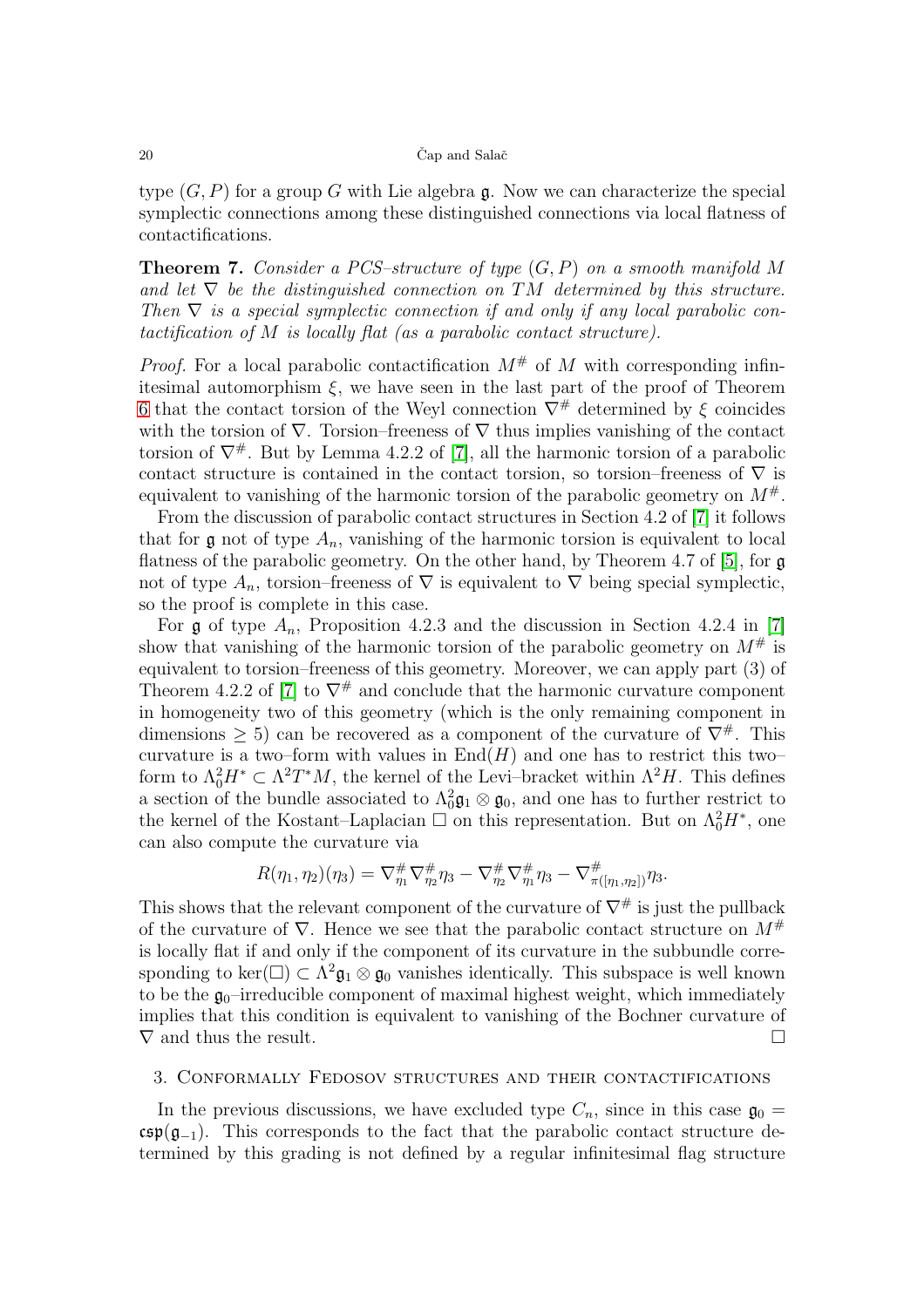type $(G, P)$ for a group $G$ with Lie algebra $\mathfrak{g}$. Now we can characterize the special symplectic connections among these distinguished connections via local flatness of contactifications.

**Theorem 7.** *Consider a PCS–structure of type $(G, P)$ on a smooth manifold $M$ and let $\nabla$ be the distinguished connection on $TM$ determined by this structure. Then $\nabla$ is a special symplectic connection if and only if any local parabolic contactification of $M$ is locally flat (as a parabolic contact structure).*

*Proof.* For a local parabolic contactification $M^{\#}$ of $M$ with corresponding infinitesimal automorphism $\xi$, we have seen in the last part of the proof of Theorem 6 that the contact torsion of the Weyl connection $\nabla^{\#}$ determined by $\xi$ coincides with the torsion of $\nabla$. Torsion–freeness of $\nabla$ thus implies vanishing of the contact torsion of $\nabla^{\#}$. But by Lemma 4.2.2 of [7], all the harmonic torsion of a parabolic contact structure is contained in the contact torsion, so torsion–freeness of $\nabla$ is equivalent to vanishing of the harmonic torsion of the parabolic geometry on $M^{\#}$.

From the discussion of parabolic contact structures in Section 4.2 of [7] it follows that for $\mathfrak{g}$ not of type $A_n$, vanishing of the harmonic torsion is equivalent to local flatness of the parabolic geometry. On the other hand, by Theorem 4.7 of [5], for $\mathfrak{g}$ not of type $A_n$, torsion–freeness of $\nabla$ is equivalent to $\nabla$ being special symplectic, so the proof is complete in this case.

For $\mathfrak{g}$ of type $A_n$, Proposition 4.2.3 and the discussion in Section 4.2.4 in [7] show that vanishing of the harmonic torsion of the parabolic geometry on $M^{\#}$ is equivalent to torsion–freeness of this geometry. Moreover, we can apply part (3) of Theorem 4.2.2 of [7] to $\nabla^{\#}$ and conclude that the harmonic curvature component in homogeneity two of this geometry (which is the only remaining component in dimensions $\geq 5$) can be recovered as a component of the curvature of $\nabla^{\#}$. This curvature is a two–form with values in $\mathrm{End}(H)$ and one has to restrict this two–form to $\Lambda^2_0 H^* \subset \Lambda^2 T^*M$, the kernel of the Levi–bracket within $\Lambda^2 H$. This defines a section of the bundle associated to $\Lambda^2_0\mathfrak{g}_1 \otimes \mathfrak{g}_0$, and one has to further restrict to the kernel of the Kostant–Laplacian $\square$ on this representation. But on $\Lambda^2_0 H^*$, one can also compute the curvature via

$$R(\eta_1, \eta_2)(\eta_3) = \nabla^{\#}_{\eta_1}\nabla^{\#}_{\eta_2}\eta_3 - \nabla^{\#}_{\eta_2}\nabla^{\#}_{\eta_1}\eta_3 - \nabla^{\#}_{\pi([\eta_1,\eta_2])}\eta_3.$$

This shows that the relevant component of the curvature of $\nabla^{\#}$ is just the pullback of the curvature of $\nabla$. Hence we see that the parabolic contact structure on $M^{\#}$ is locally flat if and only if the component of its curvature in the subbundle corresponding to $\ker(\square) \subset \Lambda^2\mathfrak{g}_1 \otimes \mathfrak{g}_0$ vanishes identically. This subspace is well known to be the $\mathfrak{g}_0$–irreducible component of maximal highest weight, which immediately implies that this condition is equivalent to vanishing of the Bochner curvature of $\nabla$ and thus the result. $\square$

## 3. Conformally Fedosov structures and their contactifications

In the previous discussions, we have excluded type $C_n$, since in this case $\mathfrak{g}_0 = \mathfrak{csp}(\mathfrak{g}_{-1})$. This corresponds to the fact that the parabolic contact structure determined by this grading is not defined by a regular infinitesimal flag structure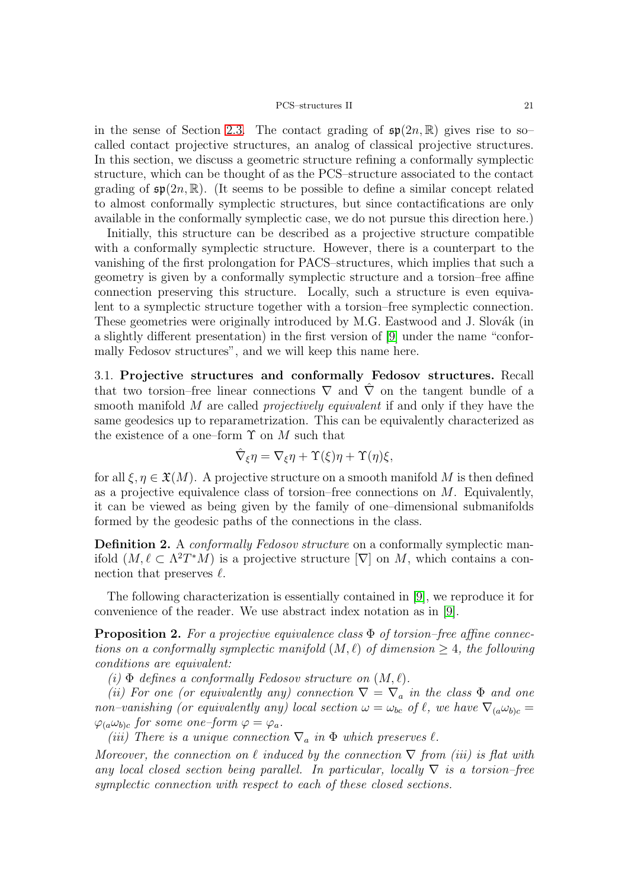in the sense of Section 2.3. The contact grading of $\mathfrak{sp}(2n,\mathbb{R})$ gives rise to so–called contact projective structures, an analog of classical projective structures. In this section, we discuss a geometric structure refining a conformally symplectic structure, which can be thought of as the PCS–structure associated to the contact grading of $\mathfrak{sp}(2n,\mathbb{R})$. (It seems to be possible to define a similar concept related to almost conformally symplectic structures, but since contactifications are only available in the conformally symplectic case, we do not pursue this direction here.)

Initially, this structure can be described as a projective structure compatible with a conformally symplectic structure. However, there is a counterpart to the vanishing of the first prolongation for PACS–structures, which implies that such a geometry is given by a conformally symplectic structure and a torsion–free affine connection preserving this structure. Locally, such a structure is even equivalent to a symplectic structure together with a torsion–free symplectic connection. These geometries were originally introduced by M.G. Eastwood and J. Slovák (in a slightly different presentation) in the first version of [9] under the name "conformally Fedosov structures", and we will keep this name here.

**3.1. Projective structures and conformally Fedosov structures.** Recall that two torsion–free linear connections $\nabla$ and $\hat{\nabla}$ on the tangent bundle of a smooth manifold $M$ are called *projectively equivalent* if and only if they have the same geodesics up to reparametrization. This can be equivalently characterized as the existence of a one–form $\Upsilon$ on $M$ such that

$$\hat{\nabla}_\xi \eta = \nabla_\xi \eta + \Upsilon(\xi)\eta + \Upsilon(\eta)\xi,$$

for all $\xi,\eta \in \mathfrak{X}(M)$. A projective structure on a smooth manifold $M$ is then defined as a projective equivalence class of torsion–free connections on $M$. Equivalently, it can be viewed as being given by the family of one–dimensional submanifolds formed by the geodesic paths of the connections in the class.

**Definition 2.** A *conformally Fedosov structure* on a conformally symplectic manifold $(M, \ell \subset \Lambda^2 T^*M)$ is a projective structure $[\nabla]$ on $M$, which contains a connection that preserves $\ell$.

The following characterization is essentially contained in [9], we reproduce it for convenience of the reader. We use abstract index notation as in [9].

**Proposition 2.** *For a projective equivalence class $\Phi$ of torsion–free affine connections on a conformally symplectic manifold $(M,\ell)$ of dimension $\geq 4$, the following conditions are equivalent:*

*(i) $\Phi$ defines a conformally Fedosov structure on $(M,\ell)$.*

*(ii) For one (or equivalently any) connection $\nabla = \nabla_a$ in the class $\Phi$ and one non–vanishing (or equivalently any) local section $\omega = \omega_{bc}$ of $\ell$, we have $\nabla_{(a}\omega_{b)c} = \varphi_{(a}\omega_{b)c}$ for some one–form $\varphi = \varphi_a$.*

*(iii) There is a unique connection $\nabla_a$ in $\Phi$ which preserves $\ell$.*

*Moreover, the connection on $\ell$ induced by the connection $\nabla$ from (iii) is flat with any local closed section being parallel. In particular, locally $\nabla$ is a torsion–free symplectic connection with respect to each of these closed sections.*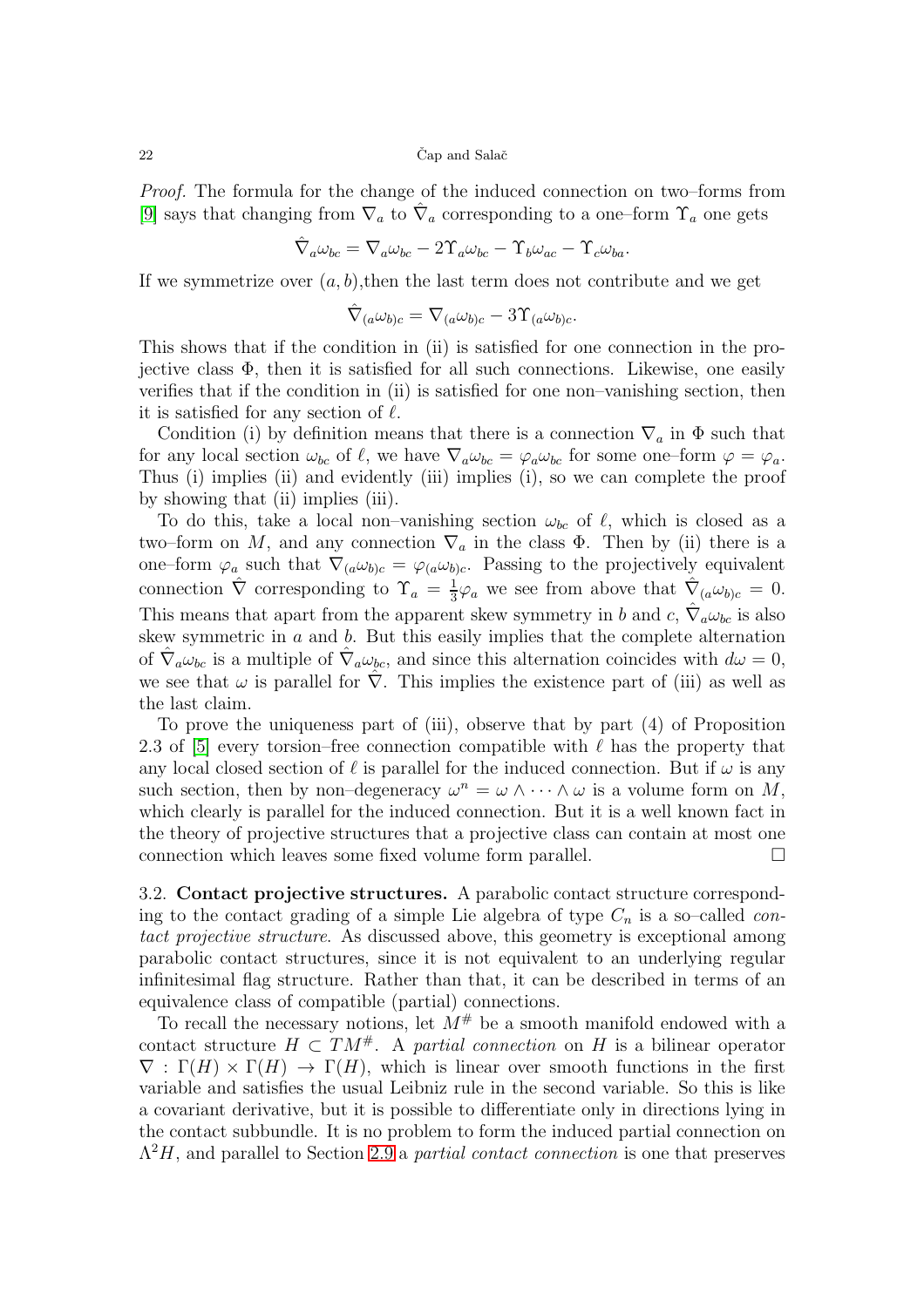*Proof.* The formula for the change of the induced connection on two–forms from [9] says that changing from $\nabla_a$ to $\hat{\nabla}_a$ corresponding to a one–form $\Upsilon_a$ one gets

$$\hat{\nabla}_a\omega_{bc} = \nabla_a\omega_{bc} - 2\Upsilon_a\omega_{bc} - \Upsilon_b\omega_{ac} - \Upsilon_c\omega_{ba}.$$

If we symmetrize over $(a, b)$,then the last term does not contribute and we get

$$\hat{\nabla}_{(a}\omega_{b)c} = \nabla_{(a}\omega_{b)c} - 3\Upsilon_{(a}\omega_{b)c}.$$

This shows that if the condition in (ii) is satisfied for one connection in the projective class $\Phi$, then it is satisfied for all such connections. Likewise, one easily verifies that if the condition in (ii) is satisfied for one non–vanishing section, then it is satisfied for any section of $\ell$.

Condition (i) by definition means that there is a connection $\nabla_a$ in $\Phi$ such that for any local section $\omega_{bc}$ of $\ell$, we have $\nabla_a\omega_{bc} = \varphi_a\omega_{bc}$ for some one–form $\varphi = \varphi_a$. Thus (i) implies (ii) and evidently (iii) implies (i), so we can complete the proof by showing that (ii) implies (iii).

To do this, take a local non–vanishing section $\omega_{bc}$ of $\ell$, which is closed as a two–form on $M$, and any connection $\nabla_a$ in the class $\Phi$. Then by (ii) there is a one–form $\varphi_a$ such that $\nabla_{(a}\omega_{b)c} = \varphi_{(a}\omega_{b)c}$. Passing to the projectively equivalent connection $\hat{\nabla}$ corresponding to $\Upsilon_a = \frac{1}{3}\varphi_a$ we see from above that $\hat{\nabla}_{(a}\omega_{b)c} = 0$. This means that apart from the apparent skew symmetry in $b$ and $c$, $\hat{\nabla}_a\omega_{bc}$ is also skew symmetric in $a$ and $b$. But this easily implies that the complete alternation of $\hat{\nabla}_a\omega_{bc}$ is a multiple of $\hat{\nabla}_a\omega_{bc}$, and since this alternation coincides with $d\omega = 0$, we see that $\omega$ is parallel for $\hat{\nabla}$. This implies the existence part of (iii) as well as the last claim.

To prove the uniqueness part of (iii), observe that by part (4) of Proposition 2.3 of [5] every torsion–free connection compatible with $\ell$ has the property that any local closed section of $\ell$ is parallel for the induced connection. But if $\omega$ is any such section, then by non–degeneracy $\omega^n = \omega \wedge \cdots \wedge \omega$ is a volume form on $M$, which clearly is parallel for the induced connection. But it is a well known fact in the theory of projective structures that a projective class can contain at most one connection which leaves some fixed volume form parallel. □

3.2. **Contact projective structures.** A parabolic contact structure corresponding to the contact grading of a simple Lie algebra of type $C_n$ is a so–called *contact projective structure*. As discussed above, this geometry is exceptional among parabolic contact structures, since it is not equivalent to an underlying regular infinitesimal flag structure. Rather than that, it can be described in terms of an equivalence class of compatible (partial) connections.

To recall the necessary notions, let $M^\#$ be a smooth manifold endowed with a contact structure $H \subset TM^\#$. A *partial connection* on $H$ is a bilinear operator $\nabla : \Gamma(H) \times \Gamma(H) \to \Gamma(H)$, which is linear over smooth functions in the first variable and satisfies the usual Leibniz rule in the second variable. So this is like a covariant derivative, but it is possible to differentiate only in directions lying in the contact subbundle. It is no problem to form the induced partial connection on $\Lambda^2 H$, and parallel to Section 2.9 a *partial contact connection* is one that preserves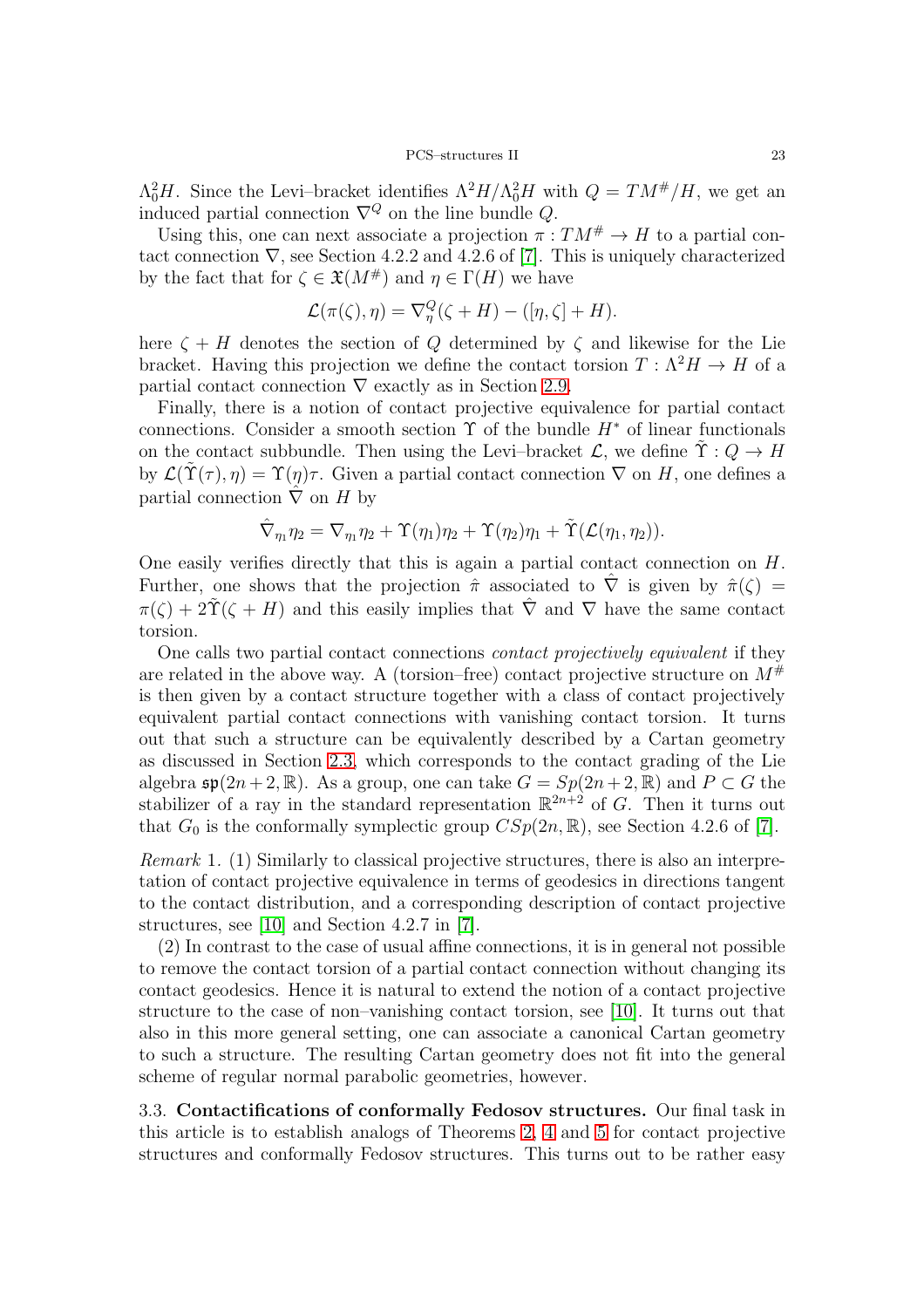$\Lambda^2_0 H$. Since the Levi–bracket identifies $\Lambda^2 H/\Lambda^2_0 H$ with $Q = TM^\#/H$, we get an induced partial connection $\nabla^Q$ on the line bundle $Q$.

Using this, one can next associate a projection $\pi : TM^\# \to H$ to a partial contact connection $\nabla$, see Section 4.2.2 and 4.2.6 of [7]. This is uniquely characterized by the fact that for $\zeta \in \mathfrak{X}(M^\#)$ and $\eta \in \Gamma(H)$ we have

$$\mathcal{L}(\pi(\zeta), \eta) = \nabla^Q_\eta(\zeta + H) - ([\eta, \zeta] + H).$$

here $\zeta + H$ denotes the section of $Q$ determined by $\zeta$ and likewise for the Lie bracket. Having this projection we define the contact torsion $T : \Lambda^2 H \to H$ of a partial contact connection $\nabla$ exactly as in Section 2.9.

Finally, there is a notion of contact projective equivalence for partial contact connections. Consider a smooth section $\Upsilon$ of the bundle $H^*$ of linear functionals on the contact subbundle. Then using the Levi–bracket $\mathcal{L}$, we define $\tilde{\Upsilon} : Q \to H$ by $\mathcal{L}(\tilde{\Upsilon}(\tau), \eta) = \Upsilon(\eta)\tau$. Given a partial contact connection $\nabla$ on $H$, one defines a partial connection $\hat{\nabla}$ on $H$ by

$$\hat{\nabla}_{\eta_1}\eta_2 = \nabla_{\eta_1}\eta_2 + \Upsilon(\eta_1)\eta_2 + \Upsilon(\eta_2)\eta_1 + \tilde{\Upsilon}(\mathcal{L}(\eta_1, \eta_2)).$$

One easily verifies directly that this is again a partial contact connection on $H$. Further, one shows that the projection $\hat{\pi}$ associated to $\hat{\nabla}$ is given by $\hat{\pi}(\zeta) = \pi(\zeta) + 2\tilde{\Upsilon}(\zeta + H)$ and this easily implies that $\hat{\nabla}$ and $\nabla$ have the same contact torsion.

One calls two partial contact connections *contact projectively equivalent* if they are related in the above way. A (torsion–free) contact projective structure on $M^\#$ is then given by a contact structure together with a class of contact projectively equivalent partial contact connections with vanishing contact torsion. It turns out that such a structure can be equivalently described by a Cartan geometry as discussed in Section 2.3, which corresponds to the contact grading of the Lie algebra $\mathfrak{sp}(2n+2, \mathbb{R})$. As a group, one can take $G = Sp(2n+2, \mathbb{R})$ and $P \subset G$ the stabilizer of a ray in the standard representation $\mathbb{R}^{2n+2}$ of $G$. Then it turns out that $G_0$ is the conformally symplectic group $CSp(2n, \mathbb{R})$, see Section 4.2.6 of [7].

*Remark* 1. (1) Similarly to classical projective structures, there is also an interpretation of contact projective equivalence in terms of geodesics in directions tangent to the contact distribution, and a corresponding description of contact projective structures, see [10] and Section 4.2.7 in [7].

(2) In contrast to the case of usual affine connections, it is in general not possible to remove the contact torsion of a partial contact connection without changing its contact geodesics. Hence it is natural to extend the notion of a contact projective structure to the case of non–vanishing contact torsion, see [10]. It turns out that also in this more general setting, one can associate a canonical Cartan geometry to such a structure. The resulting Cartan geometry does not fit into the general scheme of regular normal parabolic geometries, however.

3.3. **Contactifications of conformally Fedosov structures.** Our final task in this article is to establish analogs of Theorems 2, 4 and 5 for contact projective structures and conformally Fedosov structures. This turns out to be rather easy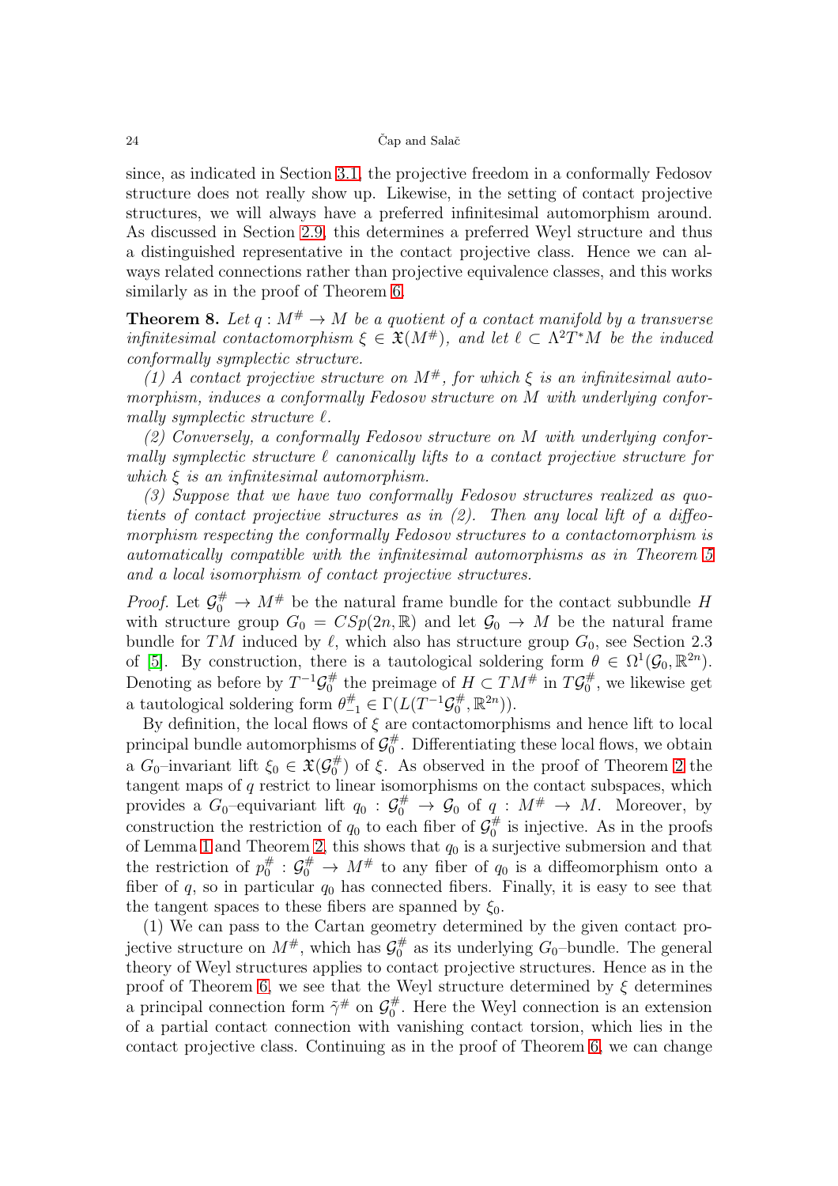since, as indicated in Section 3.1, the projective freedom in a conformally Fedosov structure does not really show up. Likewise, in the setting of contact projective structures, we will always have a preferred infinitesimal automorphism around. As discussed in Section 2.9, this determines a preferred Weyl structure and thus a distinguished representative in the contact projective class. Hence we can always related connections rather than projective equivalence classes, and this works similarly as in the proof of Theorem 6.

**Theorem 8.** *Let $q : M^\# \to M$ be a quotient of a contact manifold by a transverse infinitesimal contactomorphism $\xi \in \mathfrak{X}(M^\#)$, and let $\ell \subset \Lambda^2 T^*M$ be the induced conformally symplectic structure.*

*(1) A contact projective structure on $M^\#$, for which $\xi$ is an infinitesimal automorphism, induces a conformally Fedosov structure on $M$ with underlying conformally symplectic structure $\ell$.*

*(2) Conversely, a conformally Fedosov structure on $M$ with underlying conformally symplectic structure $\ell$ canonically lifts to a contact projective structure for which $\xi$ is an infinitesimal automorphism.*

*(3) Suppose that we have two conformally Fedosov structures realized as quotients of contact projective structures as in (2). Then any local lift of a diffeomorphism respecting the conformally Fedosov structures to a contactomorphism is automatically compatible with the infinitesimal automorphisms as in Theorem 5 and a local isomorphism of contact projective structures.*

*Proof.* Let $\mathcal{G}_0^\# \to M^\#$ be the natural frame bundle for the contact subbundle $H$ with structure group $G_0 = CSp(2n, \mathbb{R})$ and let $\mathcal{G}_0 \to M$ be the natural frame bundle for $TM$ induced by $\ell$, which also has structure group $G_0$, see Section 2.3 of [5]. By construction, there is a tautological soldering form $\theta \in \Omega^1(\mathcal{G}_0, \mathbb{R}^{2n})$. Denoting as before by $T^{-1}\mathcal{G}_0^\#$ the preimage of $H \subset TM^\#$ in $T\mathcal{G}_0^\#$, we likewise get a tautological soldering form $\theta_{-1}^\# \in \Gamma(L(T^{-1}\mathcal{G}_0^\#, \mathbb{R}^{2n}))$.

By definition, the local flows of $\xi$ are contactomorphisms and hence lift to local principal bundle automorphisms of $\mathcal{G}_0^\#$. Differentiating these local flows, we obtain a $G_0$–invariant lift $\xi_0 \in \mathfrak{X}(\mathcal{G}_0^\#)$ of $\xi$. As observed in the proof of Theorem 2 the tangent maps of $q$ restrict to linear isomorphisms on the contact subspaces, which provides a $G_0$–equivariant lift $q_0 : \mathcal{G}_0^\# \to \mathcal{G}_0$ of $q : M^\# \to M$. Moreover, by construction the restriction of $q_0$ to each fiber of $\mathcal{G}_0^\#$ is injective. As in the proofs of Lemma 1 and Theorem 2, this shows that $q_0$ is a surjective submersion and that the restriction of $p_0^\# : \mathcal{G}_0^\# \to M^\#$ to any fiber of $q_0$ is a diffeomorphism onto a fiber of $q$, so in particular $q_0$ has connected fibers. Finally, it is easy to see that the tangent spaces to these fibers are spanned by $\xi_0$.

(1) We can pass to the Cartan geometry determined by the given contact projective structure on $M^\#$, which has $\mathcal{G}_0^\#$ as its underlying $G_0$–bundle. The general theory of Weyl structures applies to contact projective structures. Hence as in the proof of Theorem 6, we see that the Weyl structure determined by $\xi$ determines a principal connection form $\tilde{\gamma}^\#$ on $\mathcal{G}_0^\#$. Here the Weyl connection is an extension of a partial contact connection with vanishing contact torsion, which lies in the contact projective class. Continuing as in the proof of Theorem 6, we can change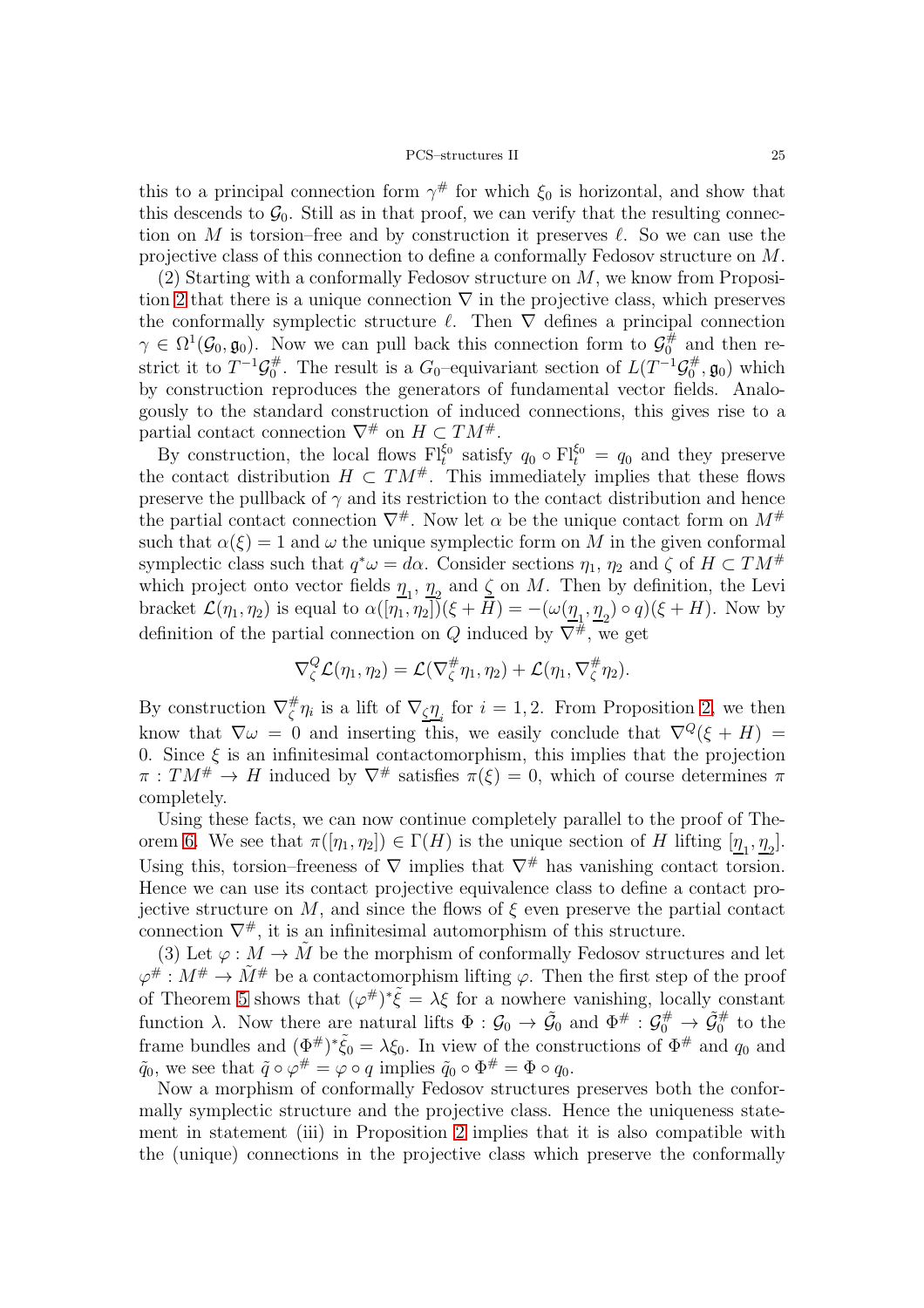this to a principal connection form $\gamma^\#$ for which $\xi_0$ is horizontal, and show that this descends to $\mathcal{G}_0$. Still as in that proof, we can verify that the resulting connection on $M$ is torsion–free and by construction it preserves $\ell$. So we can use the projective class of this connection to define a conformally Fedosov structure on $M$.

(2) Starting with a conformally Fedosov structure on $M$, we know from Proposition 2 that there is a unique connection $\nabla$ in the projective class, which preserves the conformally symplectic structure $\ell$. Then $\nabla$ defines a principal connection $\gamma \in \Omega^1(\mathcal{G}_0, \mathfrak{g}_0)$. Now we can pull back this connection form to $\mathcal{G}_0^\#$ and then restrict it to $T^{-1}\mathcal{G}_0^\#$. The result is a $G_0$–equivariant section of $L(T^{-1}\mathcal{G}_0^\#, \mathfrak{g}_0)$ which by construction reproduces the generators of fundamental vector fields. Analogously to the standard construction of induced connections, this gives rise to a partial contact connection $\nabla^\#$ on $H \subset TM^\#$.

By construction, the local flows $\mathrm{Fl}_t^{\xi_0}$ satisfy $q_0 \circ \mathrm{Fl}_t^{\xi_0} = q_0$ and they preserve the contact distribution $H \subset TM^\#$. This immediately implies that these flows preserve the pullback of $\gamma$ and its restriction to the contact distribution and hence the partial contact connection $\nabla^\#$. Now let $\alpha$ be the unique contact form on $M^\#$ such that $\alpha(\xi) = 1$ and $\omega$ the unique symplectic form on $M$ in the given conformal symplectic class such that $q^*\omega = d\alpha$. Consider sections $\eta_1$, $\eta_2$ and $\zeta$ of $H \subset TM^\#$ which project onto vector fields $\underline{\eta}_1$, $\underline{\eta}_2$ and $\underline{\zeta}$ on $M$. Then by definition, the Levi bracket $\mathcal{L}(\eta_1, \eta_2)$ is equal to $\alpha([\eta_1, \eta_2])(\xi + H) = -(\omega(\underline{\eta}_1, \underline{\eta}_2) \circ q)(\xi + H)$. Now by definition of the partial connection on $Q$ induced by $\nabla^\#$, we get

$$\nabla^Q_\zeta \mathcal{L}(\eta_1, \eta_2) = \mathcal{L}(\nabla^\#_\zeta \eta_1, \eta_2) + \mathcal{L}(\eta_1, \nabla^\#_\zeta \eta_2).$$

By construction $\nabla^\#_\zeta \eta_i$ is a lift of $\nabla_{\underline{\zeta}} \underline{\eta}_i$ for $i = 1, 2$. From Proposition 2, we then know that $\nabla\omega = 0$ and inserting this, we easily conclude that $\nabla^Q(\xi + H) = 0$. Since $\xi$ is an infinitesimal contactomorphism, this implies that the projection $\pi : TM^\# \to H$ induced by $\nabla^\#$ satisfies $\pi(\xi) = 0$, which of course determines $\pi$ completely.

Using these facts, we can now continue completely parallel to the proof of Theorem 6. We see that $\pi([\eta_1, \eta_2]) \in \Gamma(H)$ is the unique section of $H$ lifting $[\underline{\eta}_1, \underline{\eta}_2]$. Using this, torsion–freeness of $\nabla$ implies that $\nabla^\#$ has vanishing contact torsion. Hence we can use its contact projective equivalence class to define a contact projective structure on $M$, and since the flows of $\xi$ even preserve the partial contact connection $\nabla^\#$, it is an infinitesimal automorphism of this structure.

(3) Let $\varphi : M \to \tilde{M}$ be the morphism of conformally Fedosov structures and let $\varphi^\# : M^\# \to \tilde{M}^\#$ be a contactomorphism lifting $\varphi$. Then the first step of the proof of Theorem 5 shows that $(\varphi^\#)^*\tilde{\xi} = \lambda\xi$ for a nowhere vanishing, locally constant function $\lambda$. Now there are natural lifts $\Phi : \mathcal{G}_0 \to \tilde{\mathcal{G}}_0$ and $\Phi^\# : \mathcal{G}_0^\# \to \tilde{\mathcal{G}}_0^\#$ to the frame bundles and $(\Phi^\#)^*\tilde{\xi}_0 = \lambda\xi_0$. In view of the constructions of $\Phi^\#$ and $q_0$ and $\tilde{q}_0$, we see that $\tilde{q} \circ \varphi^\# = \varphi \circ q$ implies $\tilde{q}_0 \circ \Phi^\# = \Phi \circ q_0$.

Now a morphism of conformally Fedosov structures preserves both the conformally symplectic structure and the projective class. Hence the uniqueness statement in statement (iii) in Proposition 2 implies that it is also compatible with the (unique) connections in the projective class which preserve the conformally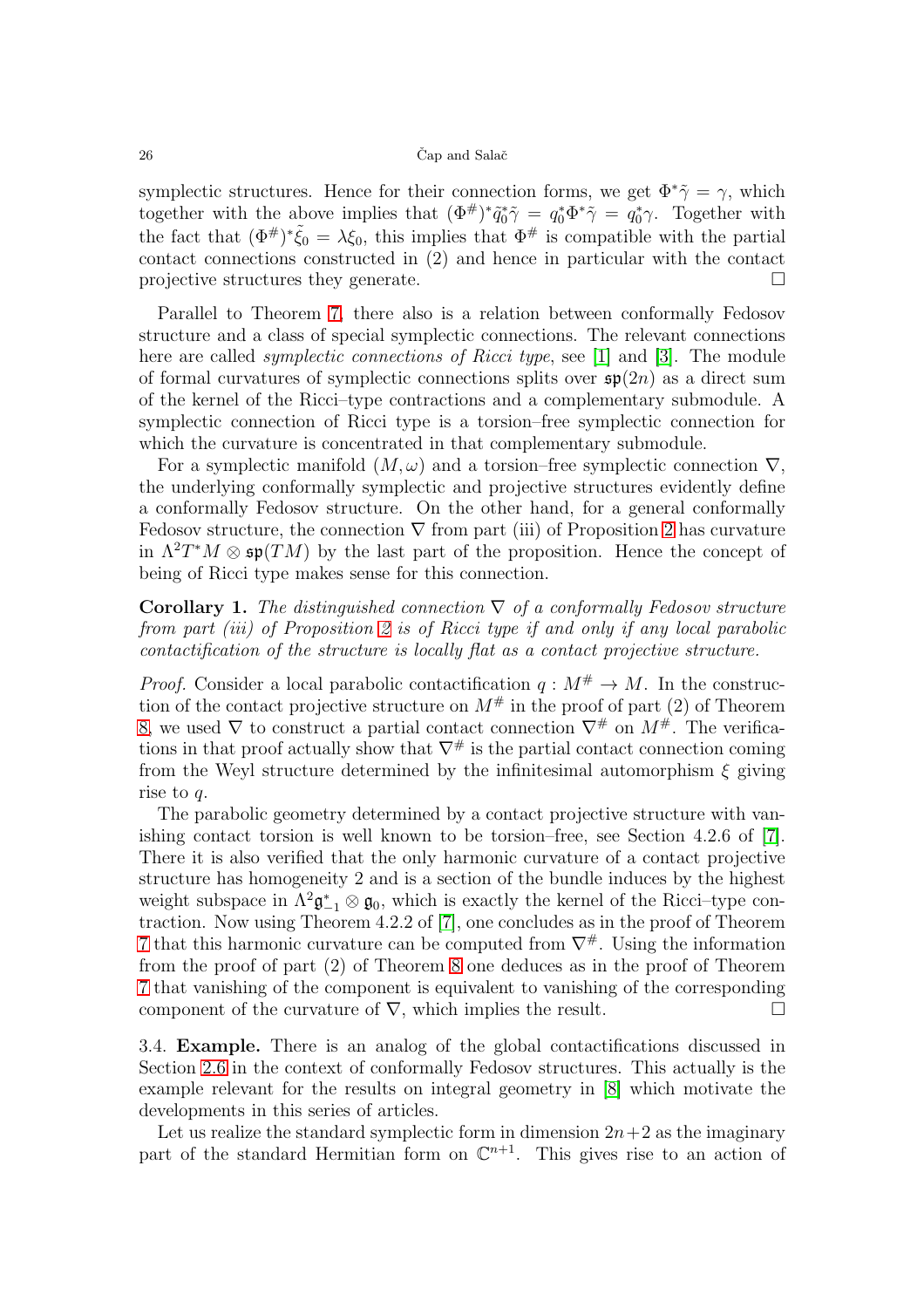symplectic structures. Hence for their connection forms, we get $\Phi^*\tilde{\gamma} = \gamma$, which together with the above implies that $(\Phi^\#)^*\tilde{q}_0^*\tilde{\gamma} = q_0^*\Phi^*\tilde{\gamma} = q_0^*\gamma$. Together with the fact that $(\Phi^\#)^*\tilde{\xi}_0 = \lambda\xi_0$, this implies that $\Phi^\#$ is compatible with the partial contact connections constructed in (2) and hence in particular with the contact projective structures they generate. □

Parallel to Theorem 7, there also is a relation between conformally Fedosov structure and a class of special symplectic connections. The relevant connections here are called *symplectic connections of Ricci type*, see [1] and [3]. The module of formal curvatures of symplectic connections splits over $\mathfrak{sp}(2n)$ as a direct sum of the kernel of the Ricci–type contractions and a complementary submodule. A symplectic connection of Ricci type is a torsion–free symplectic connection for which the curvature is concentrated in that complementary submodule.

For a symplectic manifold $(M,\omega)$ and a torsion–free symplectic connection $\nabla$, the underlying conformally symplectic and projective structures evidently define a conformally Fedosov structure. On the other hand, for a general conformally Fedosov structure, the connection $\nabla$ from part (iii) of Proposition 2 has curvature in $\Lambda^2T^*M \otimes \mathfrak{sp}(TM)$ by the last part of the proposition. Hence the concept of being of Ricci type makes sense for this connection.

**Corollary 1.** *The distinguished connection $\nabla$ of a conformally Fedosov structure from part (iii) of Proposition 2 is of Ricci type if and only if any local parabolic contactification of the structure is locally flat as a contact projective structure.*

*Proof.* Consider a local parabolic contactification $q : M^\# \to M$. In the construction of the contact projective structure on $M^\#$ in the proof of part (2) of Theorem 8, we used $\nabla$ to construct a partial contact connection $\nabla^\#$ on $M^\#$. The verifications in that proof actually show that $\nabla^\#$ is the partial contact connection coming from the Weyl structure determined by the infinitesimal automorphism $\xi$ giving rise to $q$.

The parabolic geometry determined by a contact projective structure with vanishing contact torsion is well known to be torsion–free, see Section 4.2.6 of [7]. There it is also verified that the only harmonic curvature of a contact projective structure has homogeneity 2 and is a section of the bundle induces by the highest weight subspace in $\Lambda^2\mathfrak{g}_{-1}^* \otimes \mathfrak{g}_0$, which is exactly the kernel of the Ricci–type contraction. Now using Theorem 4.2.2 of [7], one concludes as in the proof of Theorem 7 that this harmonic curvature can be computed from $\nabla^\#$. Using the information from the proof of part (2) of Theorem 8 one deduces as in the proof of Theorem 7 that vanishing of the component is equivalent to vanishing of the corresponding component of the curvature of $\nabla$, which implies the result. □

3.4. **Example.** There is an analog of the global contactifications discussed in Section 2.6 in the context of conformally Fedosov structures. This actually is the example relevant for the results on integral geometry in [8] which motivate the developments in this series of articles.

Let us realize the standard symplectic form in dimension $2n+2$ as the imaginary part of the standard Hermitian form on $\mathbb{C}^{n+1}$. This gives rise to an action of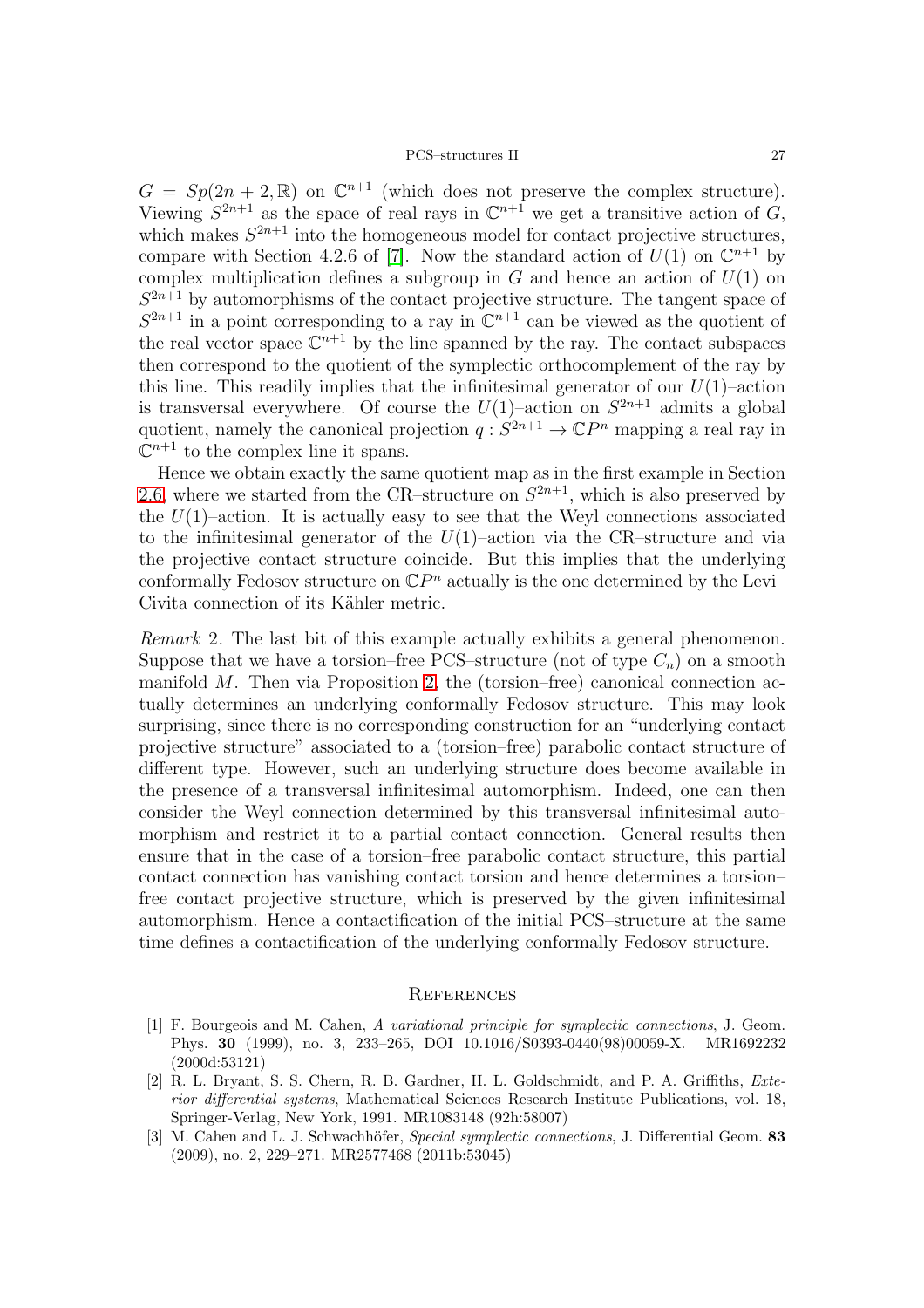$G = Sp(2n+2,\mathbb{R})$ on $\mathbb{C}^{n+1}$ (which does not preserve the complex structure). Viewing $S^{2n+1}$ as the space of real rays in $\mathbb{C}^{n+1}$ we get a transitive action of $G$, which makes $S^{2n+1}$ into the homogeneous model for contact projective structures, compare with Section 4.2.6 of [7]. Now the standard action of $U(1)$ on $\mathbb{C}^{n+1}$ by complex multiplication defines a subgroup in $G$ and hence an action of $U(1)$ on $S^{2n+1}$ by automorphisms of the contact projective structure. The tangent space of $S^{2n+1}$ in a point corresponding to a ray in $\mathbb{C}^{n+1}$ can be viewed as the quotient of the real vector space $\mathbb{C}^{n+1}$ by the line spanned by the ray. The contact subspaces then correspond to the quotient of the symplectic orthocomplement of the ray by this line. This readily implies that the infinitesimal generator of our $U(1)$–action is transversal everywhere. Of course the $U(1)$–action on $S^{2n+1}$ admits a global quotient, namely the canonical projection $q : S^{2n+1} \to \mathbb{C}P^n$ mapping a real ray in $\mathbb{C}^{n+1}$ to the complex line it spans.

Hence we obtain exactly the same quotient map as in the first example in Section 2.6, where we started from the CR–structure on $S^{2n+1}$, which is also preserved by the $U(1)$–action. It is actually easy to see that the Weyl connections associated to the infinitesimal generator of the $U(1)$–action via the CR–structure and via the projective contact structure coincide. But this implies that the underlying conformally Fedosov structure on $\mathbb{C}P^n$ actually is the one determined by the Levi–Civita connection of its Kähler metric.

*Remark* 2. The last bit of this example actually exhibits a general phenomenon. Suppose that we have a torsion–free PCS–structure (not of type $C_n$) on a smooth manifold $M$. Then via Proposition 2, the (torsion–free) canonical connection actually determines an underlying conformally Fedosov structure. This may look surprising, since there is no corresponding construction for an "underlying contact projective structure" associated to a (torsion–free) parabolic contact structure of different type. However, such an underlying structure does become available in the presence of a transversal infinitesimal automorphism. Indeed, one can then consider the Weyl connection determined by this transversal infinitesimal automorphism and restrict it to a partial contact connection. General results then ensure that in the case of a torsion–free parabolic contact structure, this partial contact connection has vanishing contact torsion and hence determines a torsion–free contact projective structure, which is preserved by the given infinitesimal automorphism. Hence a contactification of the initial PCS–structure at the same time defines a contactification of the underlying conformally Fedosov structure.

## References

[1] F. Bourgeois and M. Cahen, *A variational principle for symplectic connections*, J. Geom. Phys. **30** (1999), no. 3, 233–265, DOI 10.1016/S0393-0440(98)00059-X. MR1692232 (2000d:53121)

[2] R. L. Bryant, S. S. Chern, R. B. Gardner, H. L. Goldschmidt, and P. A. Griffiths, *Exterior differential systems*, Mathematical Sciences Research Institute Publications, vol. 18, Springer-Verlag, New York, 1991. MR1083148 (92h:58007)

[3] M. Cahen and L. J. Schwachhöfer, *Special symplectic connections*, J. Differential Geom. **83** (2009), no. 2, 229–271. MR2577468 (2011b:53045)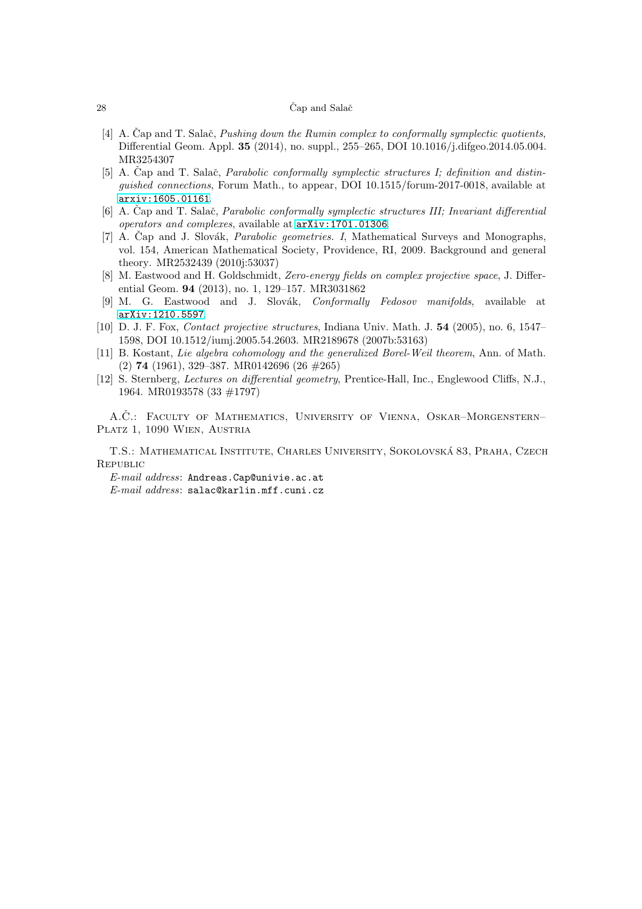[4] A. Čap and T. Salač, *Pushing down the Rumin complex to conformally symplectic quotients*, Differential Geom. Appl. **35** (2014), no. suppl., 255–265, DOI 10.1016/j.difgeo.2014.05.004. MR3254307

[5] A. Čap and T. Salač, *Parabolic conformally symplectic structures I; definition and distinguished connections*, Forum Math., to appear, DOI 10.1515/forum-2017-0018, available at arxiv:1605.01161.

[6] A. Čap and T. Salač, *Parabolic conformally symplectic structures III; Invariant differential operators and complexes*, available at arXiv:1701.01306.

[7] A. Čap and J. Slovák, *Parabolic geometries. I*, Mathematical Surveys and Monographs, vol. 154, American Mathematical Society, Providence, RI, 2009. Background and general theory. MR2532439 (2010j:53037)

[8] M. Eastwood and H. Goldschmidt, *Zero-energy fields on complex projective space*, J. Differential Geom. **94** (2013), no. 1, 129–157. MR3031862

[9] M. G. Eastwood and J. Slovák, *Conformally Fedosov manifolds*, available at arXiv:1210.5597.

[10] D. J. F. Fox, *Contact projective structures*, Indiana Univ. Math. J. **54** (2005), no. 6, 1547–1598, DOI 10.1512/iumj.2005.54.2603. MR2189678 (2007b:53163)

[11] B. Kostant, *Lie algebra cohomology and the generalized Borel-Weil theorem*, Ann. of Math. (2) **74** (1961), 329–387. MR0142696 (26 #265)

[12] S. Sternberg, *Lectures on differential geometry*, Prentice-Hall, Inc., Englewood Cliffs, N.J., 1964. MR0193578 (33 #1797)

A.Č.: Faculty of Mathematics, University of Vienna, Oskar–Morgenstern–Platz 1, 1090 Wien, Austria

T.S.: Mathematical Institute, Charles University, Sokolovská 83, Praha, Czech Republic

*E-mail address*: Andreas.Cap@univie.ac.at

*E-mail address*: salac@karlin.mff.cuni.cz